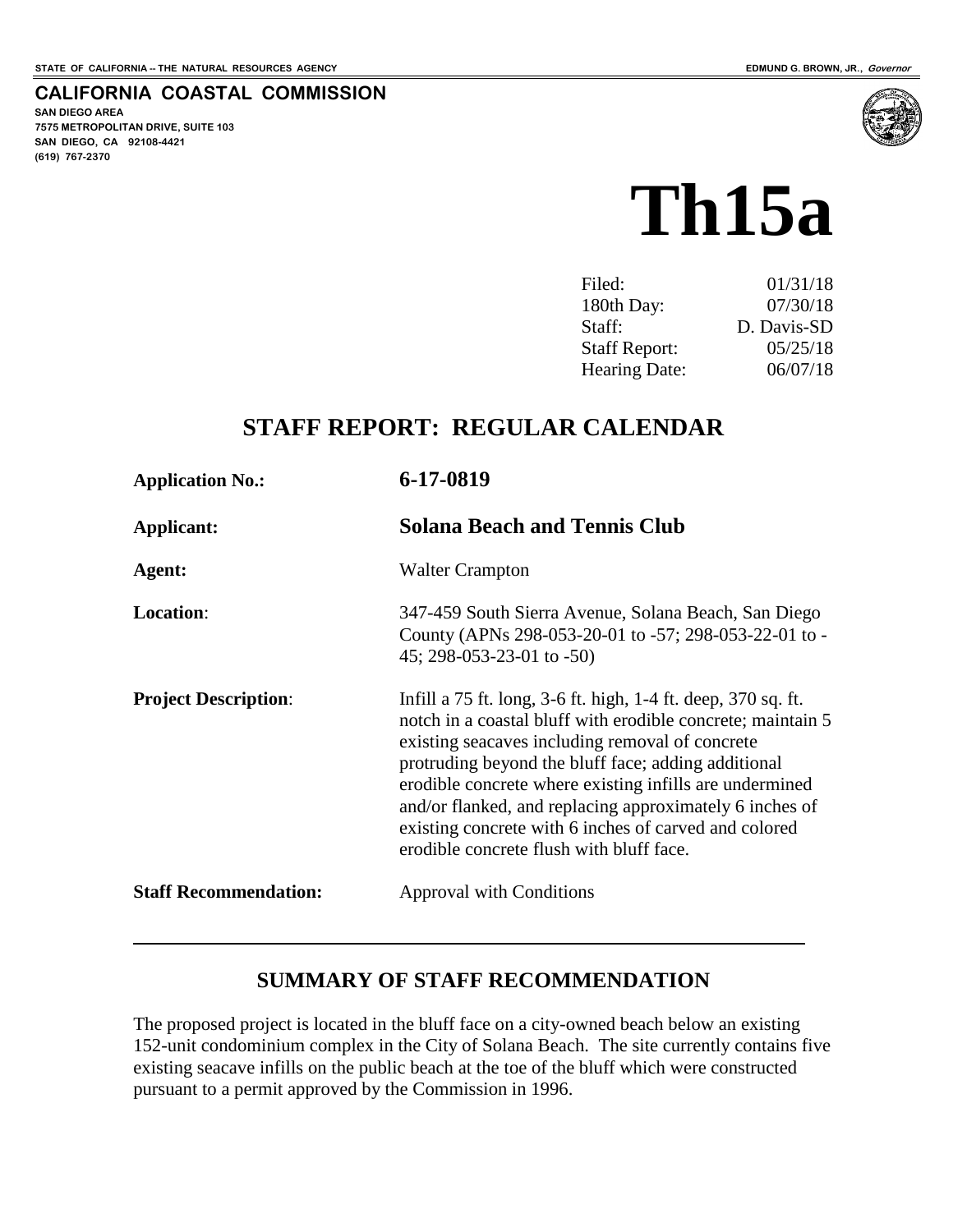STATE OF CALIFORNIA -- THE NATURAL RESOURCES AGENCY — EDMUND G. BROWN, JR., *Governor*

**CALIFORNIA COASTAL COMMISSION**
**SAN DIEGO AREA**
**7575 METROPOLITAN DRIVE, SUITE 103**
**SAN DIEGO, CA 92108-4421**
**(619) 767-2370**

# Th15a

| | |
|---|---|
| Filed: | 01/31/18 |
| 180th Day: | 07/30/18 |
| Staff: | D. Davis-SD |
| Staff Report: | 05/25/18 |
| Hearing Date: | 06/07/18 |

## STAFF REPORT: REGULAR CALENDAR

**Application No.:** **6-17-0819**

**Applicant:** **Solana Beach and Tennis Club**

**Agent:** Walter Crampton

**Location**: 347-459 South Sierra Avenue, Solana Beach, San Diego County (APNs 298-053-20-01 to -57; 298-053-22-01 to -45; 298-053-23-01 to -50)

**Project Description**: Infill a 75 ft. long, 3-6 ft. high, 1-4 ft. deep, 370 sq. ft. notch in a coastal bluff with erodible concrete; maintain 5 existing seacaves including removal of concrete protruding beyond the bluff face; adding additional erodible concrete where existing infills are undermined and/or flanked, and replacing approximately 6 inches of existing concrete with 6 inches of carved and colored erodible concrete flush with bluff face.

**Staff Recommendation:** Approval with Conditions

---

## SUMMARY OF STAFF RECOMMENDATION

The proposed project is located in the bluff face on a city-owned beach below an existing 152-unit condominium complex in the City of Solana Beach. The site currently contains five existing seacave infills on the public beach at the toe of the bluff which were constructed pursuant to a permit approved by the Commission in 1996.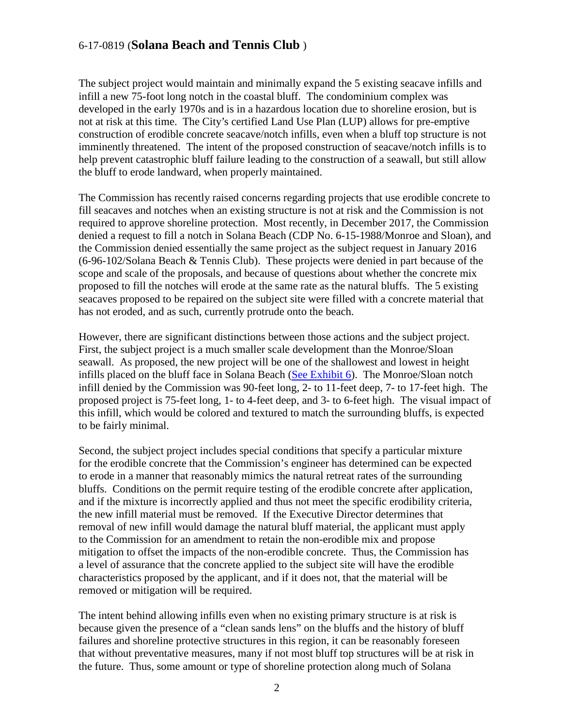The subject project would maintain and minimally expand the 5 existing seacave infills and infill a new 75-foot long notch in the coastal bluff. The condominium complex was developed in the early 1970s and is in a hazardous location due to shoreline erosion, but is not at risk at this time. The City's certified Land Use Plan (LUP) allows for pre-emptive construction of erodible concrete seacave/notch infills, even when a bluff top structure is not imminently threatened. The intent of the proposed construction of seacave/notch infills is to help prevent catastrophic bluff failure leading to the construction of a seawall, but still allow the bluff to erode landward, when properly maintained.

The Commission has recently raised concerns regarding projects that use erodible concrete to fill seacaves and notches when an existing structure is not at risk and the Commission is not required to approve shoreline protection. Most recently, in December 2017, the Commission denied a request to fill a notch in Solana Beach (CDP No. 6-15-1988/Monroe and Sloan), and the Commission denied essentially the same project as the subject request in January 2016 (6-96-102/Solana Beach & Tennis Club). These projects were denied in part because of the scope and scale of the proposals, and because of questions about whether the concrete mix proposed to fill the notches will erode at the same rate as the natural bluffs. The 5 existing seacaves proposed to be repaired on the subject site were filled with a concrete material that has not eroded, and as such, currently protrude onto the beach.

However, there are significant distinctions between those actions and the subject project. First, the subject project is a much smaller scale development than the Monroe/Sloan seawall. As proposed, the new project will be one of the shallowest and lowest in height infills placed on the bluff face in Solana Beach (See Exhibit 6). The Monroe/Sloan notch infill denied by the Commission was 90-feet long, 2- to 11-feet deep, 7- to 17-feet high. The proposed project is 75-feet long, 1- to 4-feet deep, and 3- to 6-feet high. The visual impact of this infill, which would be colored and textured to match the surrounding bluffs, is expected to be fairly minimal.

Second, the subject project includes special conditions that specify a particular mixture for the erodible concrete that the Commission's engineer has determined can be expected to erode in a manner that reasonably mimics the natural retreat rates of the surrounding bluffs. Conditions on the permit require testing of the erodible concrete after application, and if the mixture is incorrectly applied and thus not meet the specific erodibility criteria, the new infill material must be removed. If the Executive Director determines that removal of new infill would damage the natural bluff material, the applicant must apply to the Commission for an amendment to retain the non-erodible mix and propose mitigation to offset the impacts of the non-erodible concrete. Thus, the Commission has a level of assurance that the concrete applied to the subject site will have the erodible characteristics proposed by the applicant, and if it does not, that the material will be removed or mitigation will be required.

The intent behind allowing infills even when no existing primary structure is at risk is because given the presence of a "clean sands lens" on the bluffs and the history of bluff failures and shoreline protective structures in this region, it can be reasonably foreseen that without preventative measures, many if not bluff top structures will be at risk in the future. Thus, some amount or type of shoreline protection along much of Solana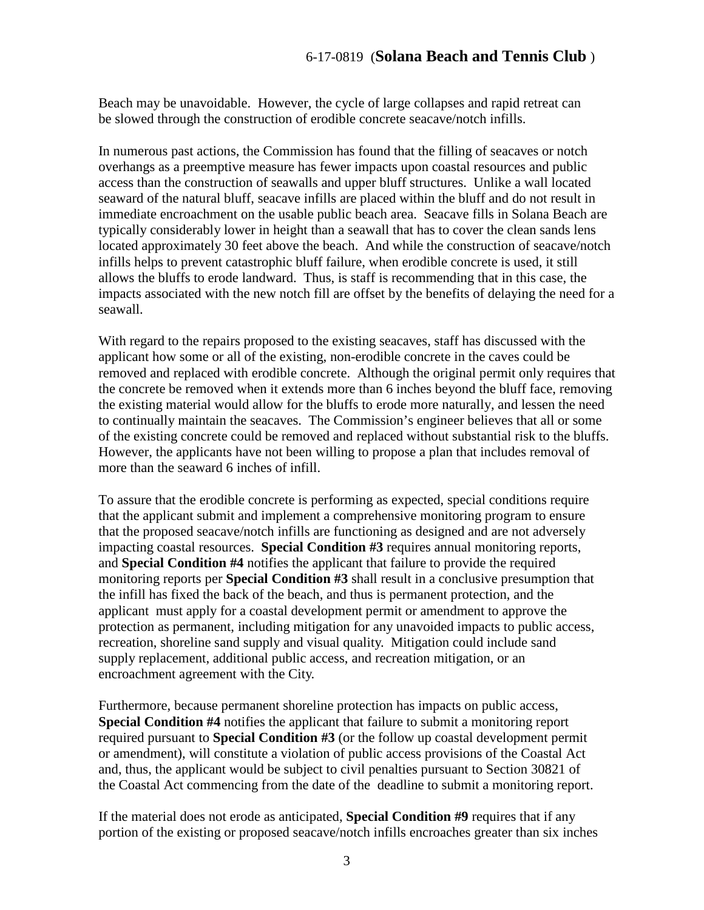Beach may be unavoidable. However, the cycle of large collapses and rapid retreat can be slowed through the construction of erodible concrete seacave/notch infills.

In numerous past actions, the Commission has found that the filling of seacaves or notch overhangs as a preemptive measure has fewer impacts upon coastal resources and public access than the construction of seawalls and upper bluff structures. Unlike a wall located seaward of the natural bluff, seacave infills are placed within the bluff and do not result in immediate encroachment on the usable public beach area. Seacave fills in Solana Beach are typically considerably lower in height than a seawall that has to cover the clean sands lens located approximately 30 feet above the beach. And while the construction of seacave/notch infills helps to prevent catastrophic bluff failure, when erodible concrete is used, it still allows the bluffs to erode landward. Thus, is staff is recommending that in this case, the impacts associated with the new notch fill are offset by the benefits of delaying the need for a seawall.

With regard to the repairs proposed to the existing seacaves, staff has discussed with the applicant how some or all of the existing, non-erodible concrete in the caves could be removed and replaced with erodible concrete. Although the original permit only requires that the concrete be removed when it extends more than 6 inches beyond the bluff face, removing the existing material would allow for the bluffs to erode more naturally, and lessen the need to continually maintain the seacaves. The Commission's engineer believes that all or some of the existing concrete could be removed and replaced without substantial risk to the bluffs. However, the applicants have not been willing to propose a plan that includes removal of more than the seaward 6 inches of infill.

To assure that the erodible concrete is performing as expected, special conditions require that the applicant submit and implement a comprehensive monitoring program to ensure that the proposed seacave/notch infills are functioning as designed and are not adversely impacting coastal resources. **Special Condition #3** requires annual monitoring reports, and **Special Condition #4** notifies the applicant that failure to provide the required monitoring reports per **Special Condition #3** shall result in a conclusive presumption that the infill has fixed the back of the beach, and thus is permanent protection, and the applicant must apply for a coastal development permit or amendment to approve the protection as permanent, including mitigation for any unavoided impacts to public access, recreation, shoreline sand supply and visual quality. Mitigation could include sand supply replacement, additional public access, and recreation mitigation, or an encroachment agreement with the City.

Furthermore, because permanent shoreline protection has impacts on public access, **Special Condition #4** notifies the applicant that failure to submit a monitoring report required pursuant to **Special Condition #3** (or the follow up coastal development permit or amendment), will constitute a violation of public access provisions of the Coastal Act and, thus, the applicant would be subject to civil penalties pursuant to Section 30821 of the Coastal Act commencing from the date of the deadline to submit a monitoring report.

If the material does not erode as anticipated, **Special Condition #9** requires that if any portion of the existing or proposed seacave/notch infills encroaches greater than six inches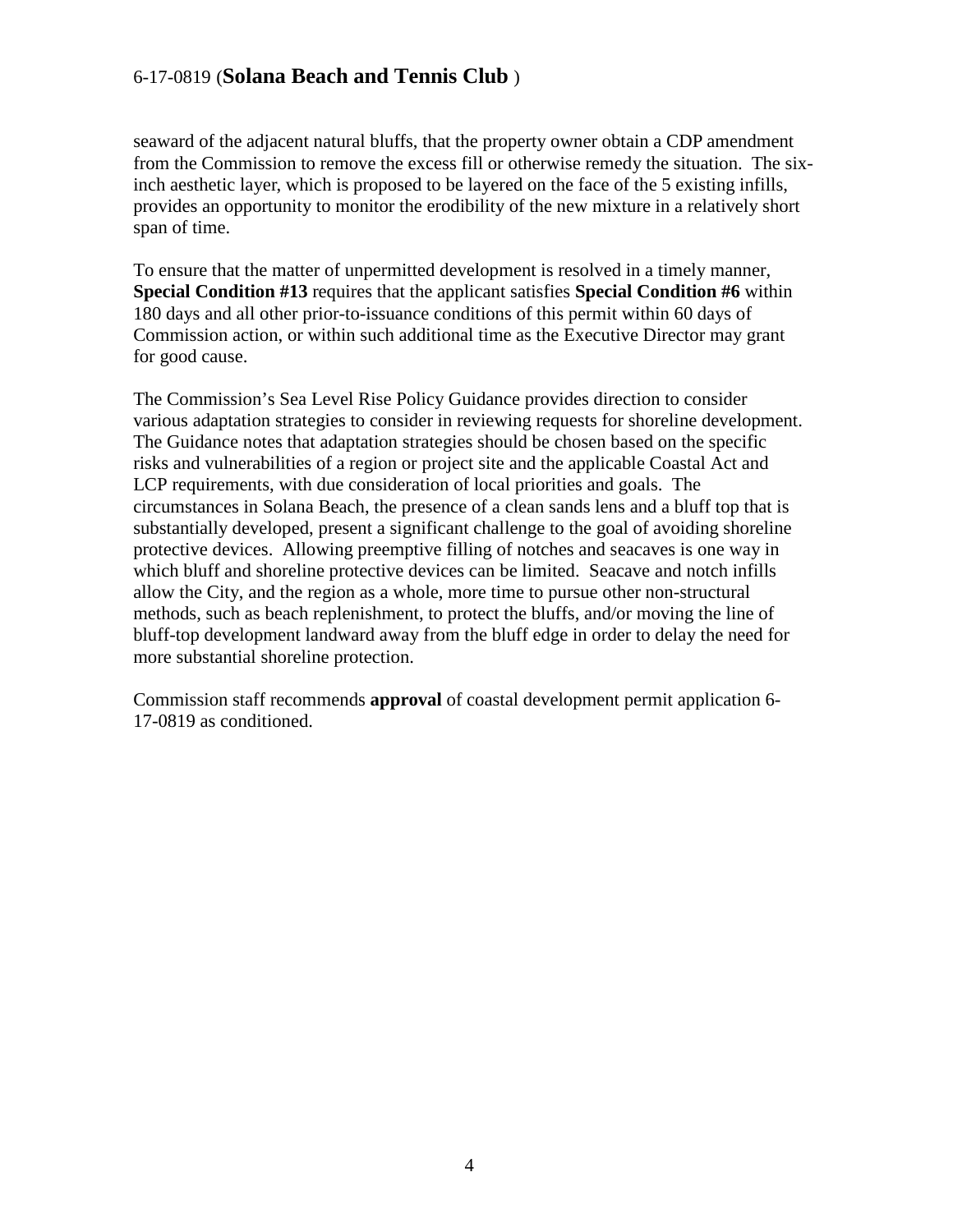seaward of the adjacent natural bluffs, that the property owner obtain a CDP amendment from the Commission to remove the excess fill or otherwise remedy the situation. The six-inch aesthetic layer, which is proposed to be layered on the face of the 5 existing infills, provides an opportunity to monitor the erodibility of the new mixture in a relatively short span of time.

To ensure that the matter of unpermitted development is resolved in a timely manner, **Special Condition #13** requires that the applicant satisfies **Special Condition #6** within 180 days and all other prior-to-issuance conditions of this permit within 60 days of Commission action, or within such additional time as the Executive Director may grant for good cause.

The Commission's Sea Level Rise Policy Guidance provides direction to consider various adaptation strategies to consider in reviewing requests for shoreline development. The Guidance notes that adaptation strategies should be chosen based on the specific risks and vulnerabilities of a region or project site and the applicable Coastal Act and LCP requirements, with due consideration of local priorities and goals. The circumstances in Solana Beach, the presence of a clean sands lens and a bluff top that is substantially developed, present a significant challenge to the goal of avoiding shoreline protective devices. Allowing preemptive filling of notches and seacaves is one way in which bluff and shoreline protective devices can be limited. Seacave and notch infills allow the City, and the region as a whole, more time to pursue other non-structural methods, such as beach replenishment, to protect the bluffs, and/or moving the line of bluff-top development landward away from the bluff edge in order to delay the need for more substantial shoreline protection.

Commission staff recommends **approval** of coastal development permit application 6-17-0819 as conditioned.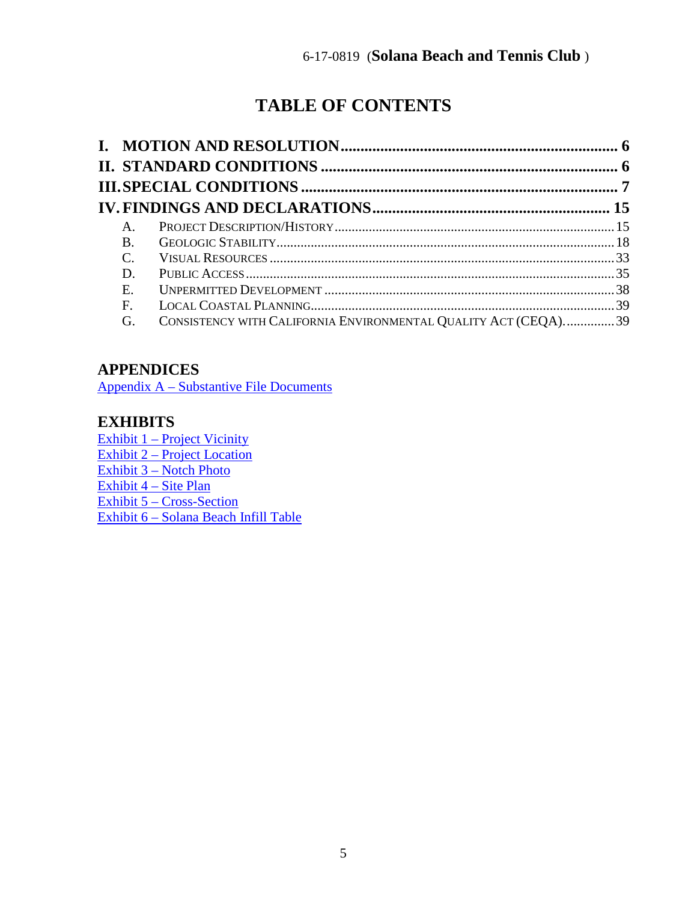# TABLE OF CONTENTS

**I. MOTION AND RESOLUTION ...................................................................... 6**
**II. STANDARD CONDITIONS ........................................................................... 6**
**III. SPECIAL CONDITIONS ............................................................................... 7**
**IV. FINDINGS AND DECLARATIONS ........................................................... 15**

- A. PROJECT DESCRIPTION/HISTORY ................................................................................. 15
- B. GEOLOGIC STABILITY ................................................................................................. 18
- C. VISUAL RESOURCES .................................................................................................... 33
- D. PUBLIC ACCESS ........................................................................................................... 35
- E. UNPERMITTED DEVELOPMENT .................................................................................... 38
- F. LOCAL COASTAL PLANNING ........................................................................................ 39
- G. CONSISTENCY WITH CALIFORNIA ENVIRONMENTAL QUALITY ACT (CEQA). .............. 39

## APPENDICES

Appendix A – Substantive File Documents

## EXHIBITS

Exhibit 1 – Project Vicinity
Exhibit 2 – Project Location
Exhibit 3 – Notch Photo
Exhibit 4 – Site Plan
Exhibit 5 – Cross-Section
Exhibit 6 – Solana Beach Infill Table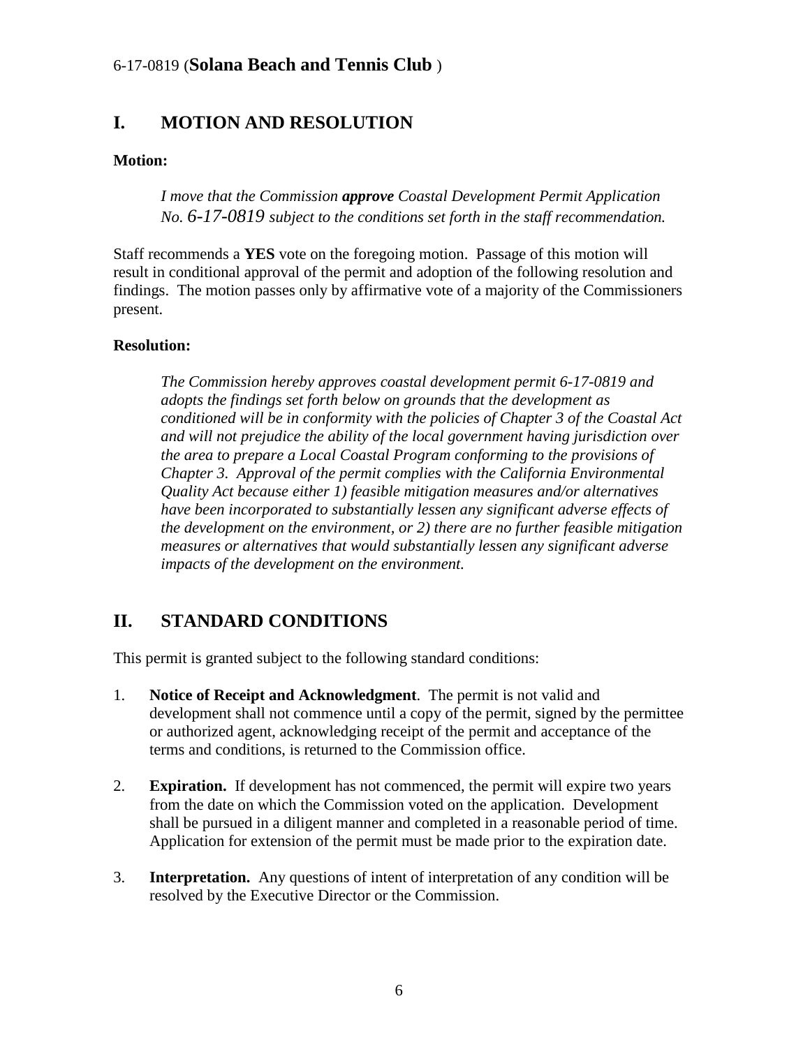## I. MOTION AND RESOLUTION

**Motion:**

> *I move that the Commission* ***approve*** *Coastal Development Permit Application No. 6-17-0819 subject to the conditions set forth in the staff recommendation.*

Staff recommends a **YES** vote on the foregoing motion. Passage of this motion will result in conditional approval of the permit and adoption of the following resolution and findings. The motion passes only by affirmative vote of a majority of the Commissioners present.

**Resolution:**

> *The Commission hereby approves coastal development permit 6-17-0819 and adopts the findings set forth below on grounds that the development as conditioned will be in conformity with the policies of Chapter 3 of the Coastal Act and will not prejudice the ability of the local government having jurisdiction over the area to prepare a Local Coastal Program conforming to the provisions of Chapter 3. Approval of the permit complies with the California Environmental Quality Act because either 1) feasible mitigation measures and/or alternatives have been incorporated to substantially lessen any significant adverse effects of the development on the environment, or 2) there are no further feasible mitigation measures or alternatives that would substantially lessen any significant adverse impacts of the development on the environment.*

## II. STANDARD CONDITIONS

This permit is granted subject to the following standard conditions:

1. **Notice of Receipt and Acknowledgment**. The permit is not valid and development shall not commence until a copy of the permit, signed by the permittee or authorized agent, acknowledging receipt of the permit and acceptance of the terms and conditions, is returned to the Commission office.

2. **Expiration.** If development has not commenced, the permit will expire two years from the date on which the Commission voted on the application. Development shall be pursued in a diligent manner and completed in a reasonable period of time. Application for extension of the permit must be made prior to the expiration date.

3. **Interpretation.** Any questions of intent of interpretation of any condition will be resolved by the Executive Director or the Commission.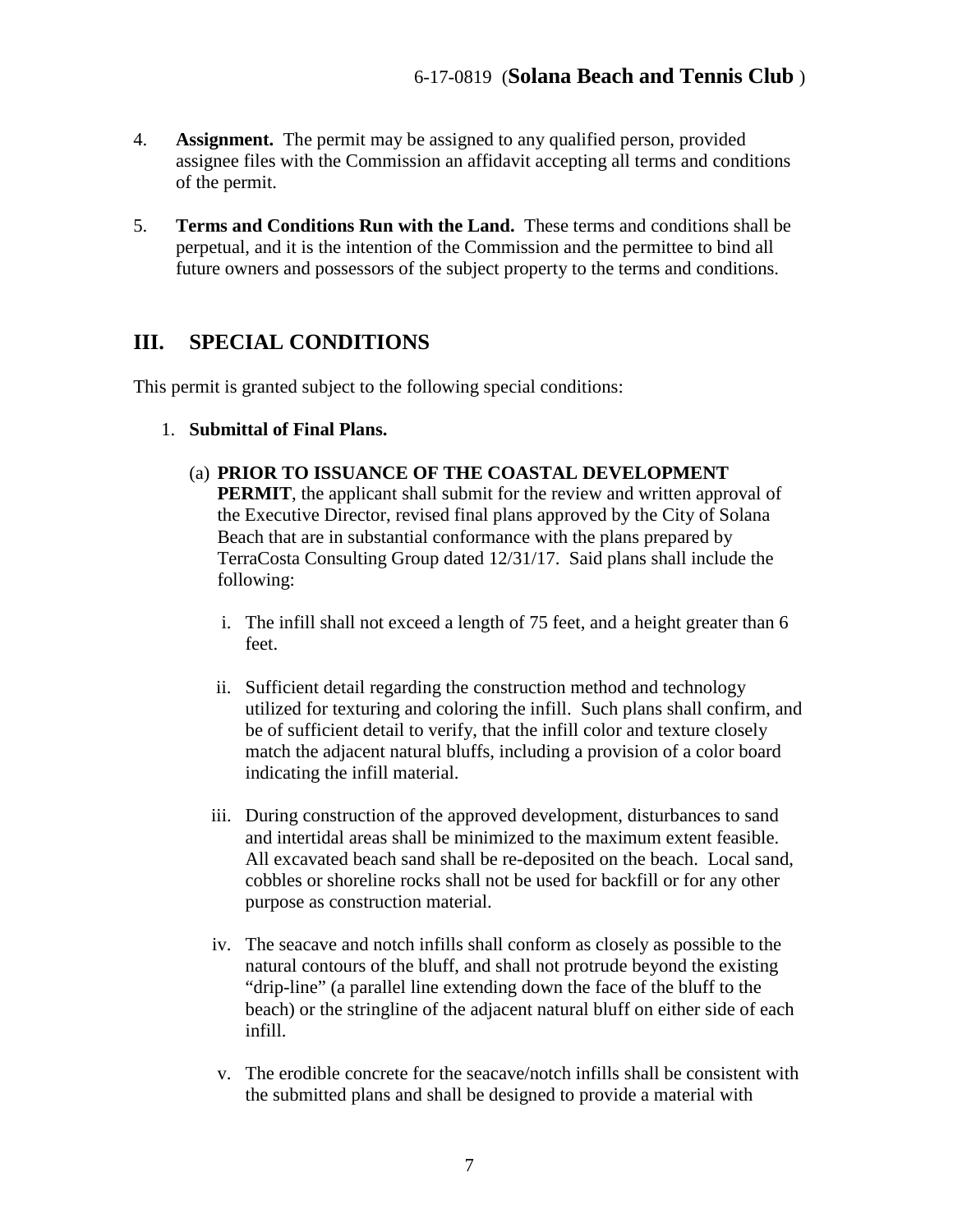4. **Assignment.** The permit may be assigned to any qualified person, provided assignee files with the Commission an affidavit accepting all terms and conditions of the permit.

5. **Terms and Conditions Run with the Land.** These terms and conditions shall be perpetual, and it is the intention of the Commission and the permittee to bind all future owners and possessors of the subject property to the terms and conditions.

## III. SPECIAL CONDITIONS

This permit is granted subject to the following special conditions:

1. **Submittal of Final Plans.**

   (a) **PRIOR TO ISSUANCE OF THE COASTAL DEVELOPMENT PERMIT**, the applicant shall submit for the review and written approval of the Executive Director, revised final plans approved by the City of Solana Beach that are in substantial conformance with the plans prepared by TerraCosta Consulting Group dated 12/31/17. Said plans shall include the following:

      i. The infill shall not exceed a length of 75 feet, and a height greater than 6 feet.

      ii. Sufficient detail regarding the construction method and technology utilized for texturing and coloring the infill. Such plans shall confirm, and be of sufficient detail to verify, that the infill color and texture closely match the adjacent natural bluffs, including a provision of a color board indicating the infill material.

      iii. During construction of the approved development, disturbances to sand and intertidal areas shall be minimized to the maximum extent feasible. All excavated beach sand shall be re-deposited on the beach. Local sand, cobbles or shoreline rocks shall not be used for backfill or for any other purpose as construction material.

      iv. The seacave and notch infills shall conform as closely as possible to the natural contours of the bluff, and shall not protrude beyond the existing "drip-line" (a parallel line extending down the face of the bluff to the beach) or the stringline of the adjacent natural bluff on either side of each infill.

      v. The erodible concrete for the seacave/notch infills shall be consistent with the submitted plans and shall be designed to provide a material with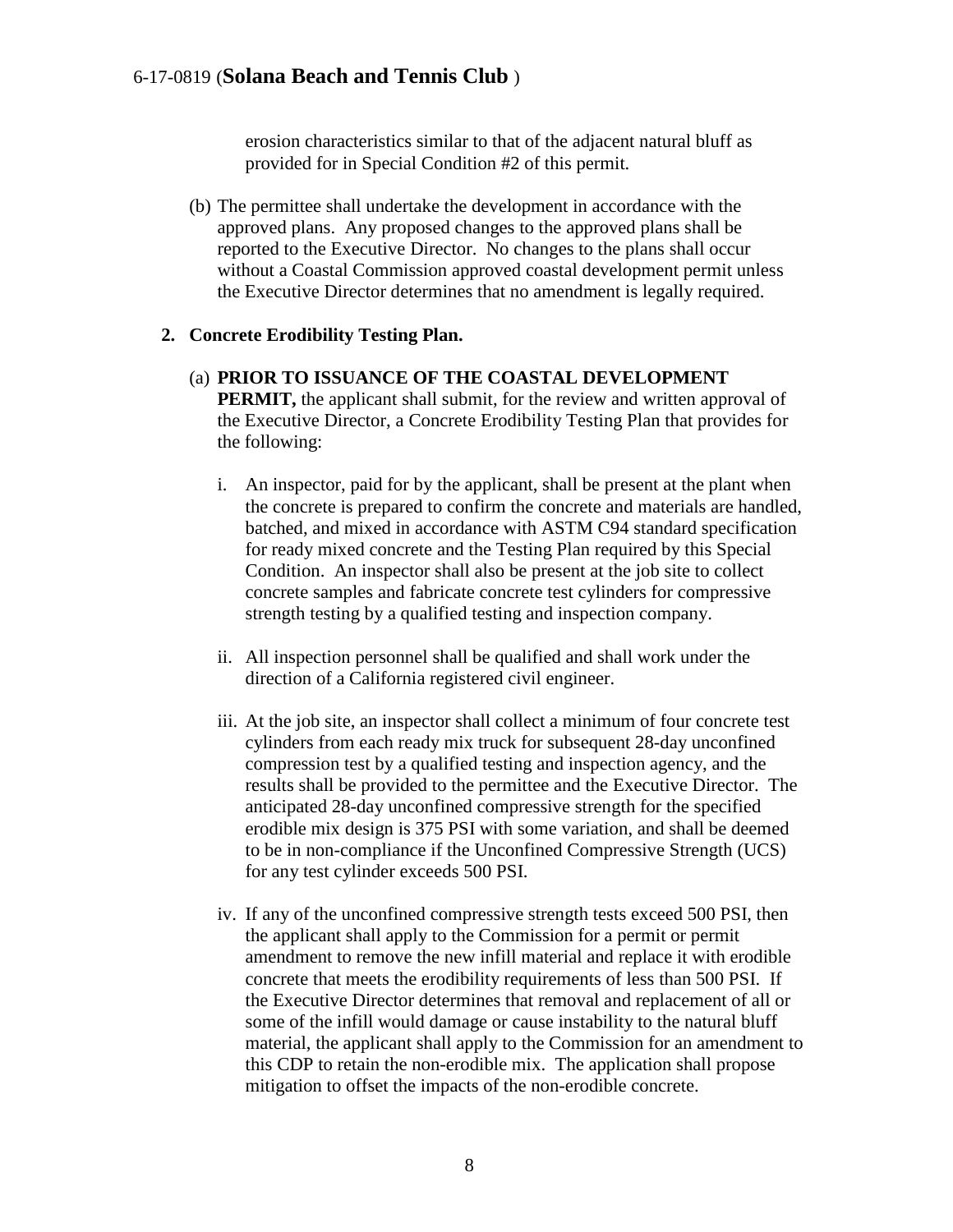erosion characteristics similar to that of the adjacent natural bluff as provided for in Special Condition #2 of this permit.

(b) The permittee shall undertake the development in accordance with the approved plans. Any proposed changes to the approved plans shall be reported to the Executive Director. No changes to the plans shall occur without a Coastal Commission approved coastal development permit unless the Executive Director determines that no amendment is legally required.

**2. Concrete Erodibility Testing Plan.**

(a) **PRIOR TO ISSUANCE OF THE COASTAL DEVELOPMENT PERMIT,** the applicant shall submit, for the review and written approval of the Executive Director, a Concrete Erodibility Testing Plan that provides for the following:

i. An inspector, paid for by the applicant, shall be present at the plant when the concrete is prepared to confirm the concrete and materials are handled, batched, and mixed in accordance with ASTM C94 standard specification for ready mixed concrete and the Testing Plan required by this Special Condition. An inspector shall also be present at the job site to collect concrete samples and fabricate concrete test cylinders for compressive strength testing by a qualified testing and inspection company.

ii. All inspection personnel shall be qualified and shall work under the direction of a California registered civil engineer.

iii. At the job site, an inspector shall collect a minimum of four concrete test cylinders from each ready mix truck for subsequent 28-day unconfined compression test by a qualified testing and inspection agency, and the results shall be provided to the permittee and the Executive Director. The anticipated 28-day unconfined compressive strength for the specified erodible mix design is 375 PSI with some variation, and shall be deemed to be in non-compliance if the Unconfined Compressive Strength (UCS) for any test cylinder exceeds 500 PSI.

iv. If any of the unconfined compressive strength tests exceed 500 PSI, then the applicant shall apply to the Commission for a permit or permit amendment to remove the new infill material and replace it with erodible concrete that meets the erodibility requirements of less than 500 PSI. If the Executive Director determines that removal and replacement of all or some of the infill would damage or cause instability to the natural bluff material, the applicant shall apply to the Commission for an amendment to this CDP to retain the non-erodible mix. The application shall propose mitigation to offset the impacts of the non-erodible concrete.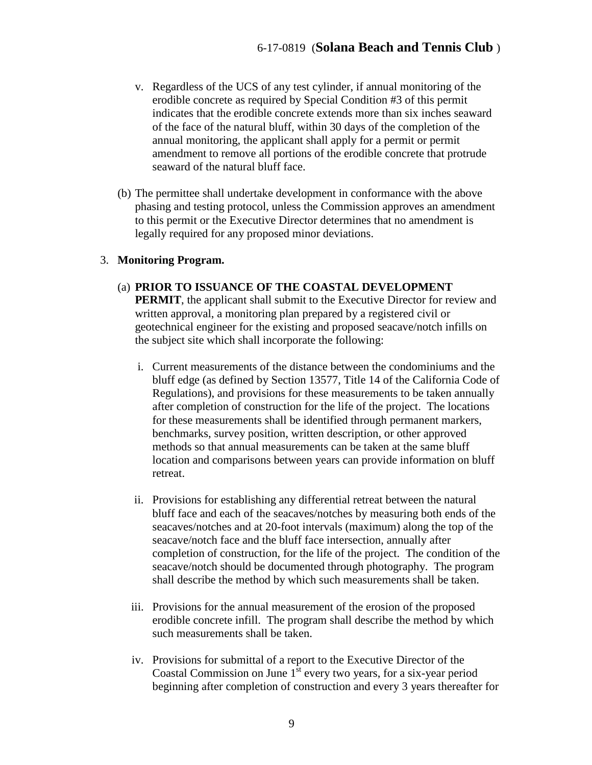v. Regardless of the UCS of any test cylinder, if annual monitoring of the erodible concrete as required by Special Condition #3 of this permit indicates that the erodible concrete extends more than six inches seaward of the face of the natural bluff, within 30 days of the completion of the annual monitoring, the applicant shall apply for a permit or permit amendment to remove all portions of the erodible concrete that protrude seaward of the natural bluff face.

(b) The permittee shall undertake development in conformance with the above phasing and testing protocol, unless the Commission approves an amendment to this permit or the Executive Director determines that no amendment is legally required for any proposed minor deviations.

3. **Monitoring Program.**

(a) **PRIOR TO ISSUANCE OF THE COASTAL DEVELOPMENT PERMIT**, the applicant shall submit to the Executive Director for review and written approval, a monitoring plan prepared by a registered civil or geotechnical engineer for the existing and proposed seacave/notch infills on the subject site which shall incorporate the following:

i. Current measurements of the distance between the condominiums and the bluff edge (as defined by Section 13577, Title 14 of the California Code of Regulations), and provisions for these measurements to be taken annually after completion of construction for the life of the project. The locations for these measurements shall be identified through permanent markers, benchmarks, survey position, written description, or other approved methods so that annual measurements can be taken at the same bluff location and comparisons between years can provide information on bluff retreat.

ii. Provisions for establishing any differential retreat between the natural bluff face and each of the seacaves/notches by measuring both ends of the seacaves/notches and at 20-foot intervals (maximum) along the top of the seacave/notch face and the bluff face intersection, annually after completion of construction, for the life of the project. The condition of the seacave/notch should be documented through photography. The program shall describe the method by which such measurements shall be taken.

iii. Provisions for the annual measurement of the erosion of the proposed erodible concrete infill. The program shall describe the method by which such measurements shall be taken.

iv. Provisions for submittal of a report to the Executive Director of the Coastal Commission on June 1st every two years, for a six-year period beginning after completion of construction and every 3 years thereafter for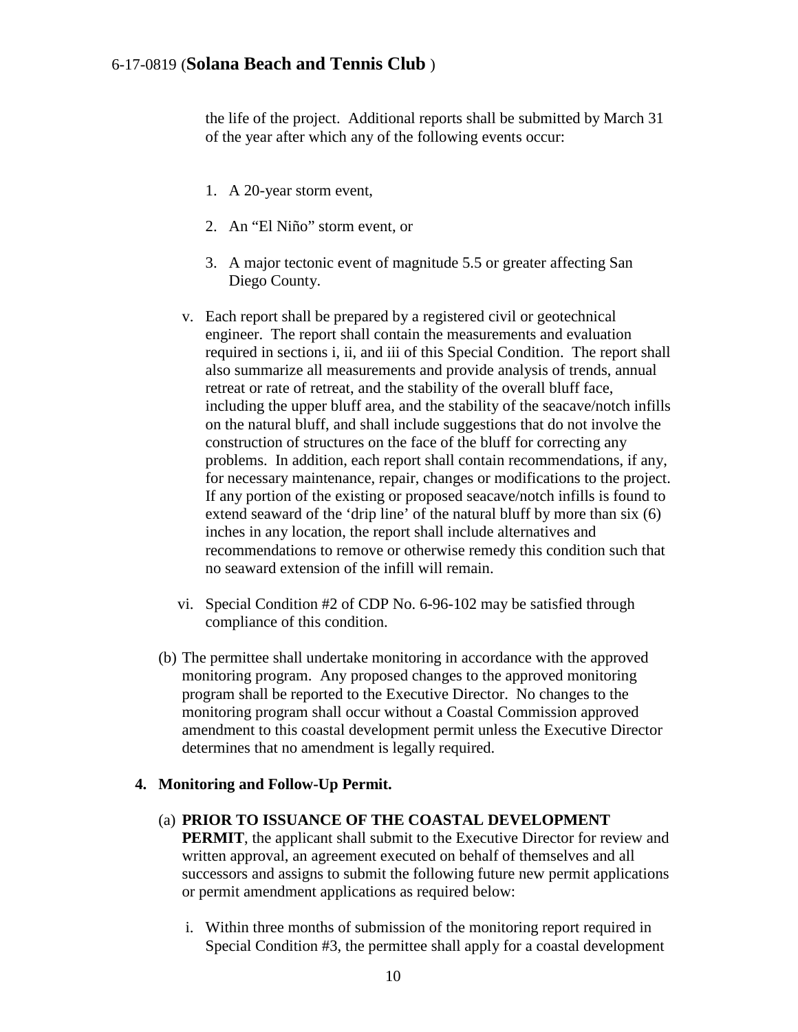the life of the project. Additional reports shall be submitted by March 31 of the year after which any of the following events occur:

1. A 20-year storm event,
2. An "El Niño" storm event, or
3. A major tectonic event of magnitude 5.5 or greater affecting San Diego County.

v. Each report shall be prepared by a registered civil or geotechnical engineer. The report shall contain the measurements and evaluation required in sections i, ii, and iii of this Special Condition. The report shall also summarize all measurements and provide analysis of trends, annual retreat or rate of retreat, and the stability of the overall bluff face, including the upper bluff area, and the stability of the seacave/notch infills on the natural bluff, and shall include suggestions that do not involve the construction of structures on the face of the bluff for correcting any problems. In addition, each report shall contain recommendations, if any, for necessary maintenance, repair, changes or modifications to the project. If any portion of the existing or proposed seacave/notch infills is found to extend seaward of the 'drip line' of the natural bluff by more than six (6) inches in any location, the report shall include alternatives and recommendations to remove or otherwise remedy this condition such that no seaward extension of the infill will remain.

vi. Special Condition #2 of CDP No. 6-96-102 may be satisfied through compliance of this condition.

(b) The permittee shall undertake monitoring in accordance with the approved monitoring program. Any proposed changes to the approved monitoring program shall be reported to the Executive Director. No changes to the monitoring program shall occur without a Coastal Commission approved amendment to this coastal development permit unless the Executive Director determines that no amendment is legally required.

**4. Monitoring and Follow-Up Permit.**

(a) **PRIOR TO ISSUANCE OF THE COASTAL DEVELOPMENT PERMIT**, the applicant shall submit to the Executive Director for review and written approval, an agreement executed on behalf of themselves and all successors and assigns to submit the following future new permit applications or permit amendment applications as required below:

i. Within three months of submission of the monitoring report required in Special Condition #3, the permittee shall apply for a coastal development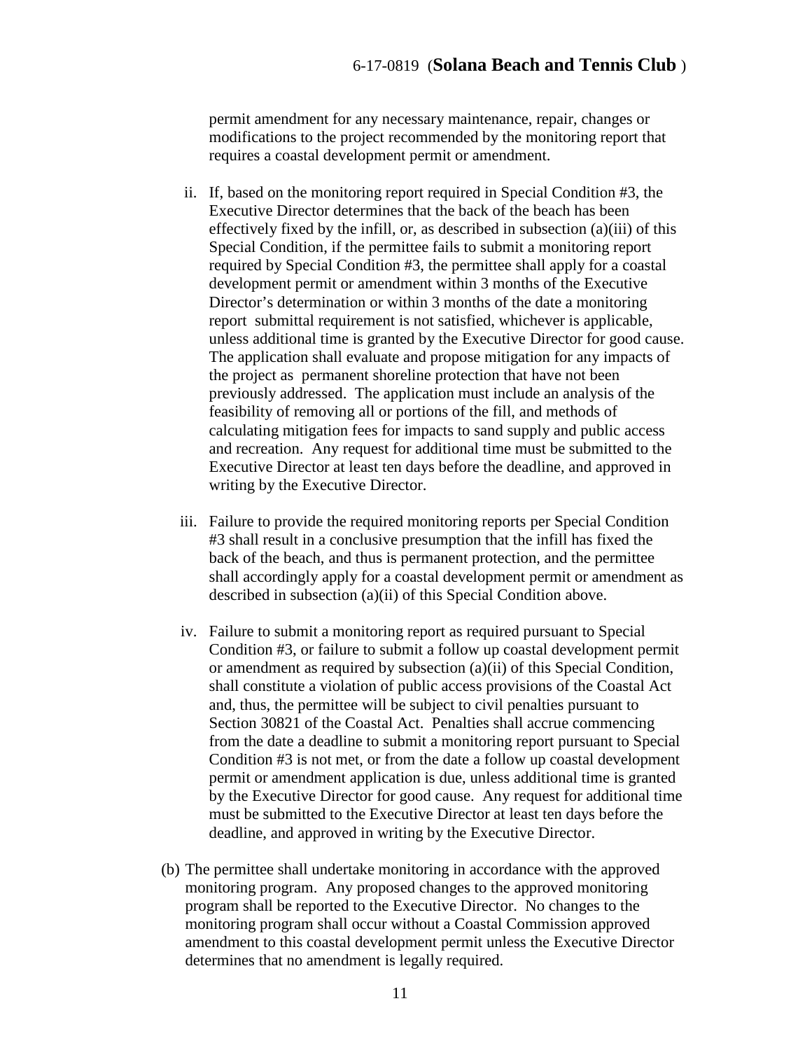permit amendment for any necessary maintenance, repair, changes or modifications to the project recommended by the monitoring report that requires a coastal development permit or amendment.

ii. If, based on the monitoring report required in Special Condition #3, the Executive Director determines that the back of the beach has been effectively fixed by the infill, or, as described in subsection (a)(iii) of this Special Condition, if the permittee fails to submit a monitoring report required by Special Condition #3, the permittee shall apply for a coastal development permit or amendment within 3 months of the Executive Director's determination or within 3 months of the date a monitoring report submittal requirement is not satisfied, whichever is applicable, unless additional time is granted by the Executive Director for good cause. The application shall evaluate and propose mitigation for any impacts of the project as permanent shoreline protection that have not been previously addressed. The application must include an analysis of the feasibility of removing all or portions of the fill, and methods of calculating mitigation fees for impacts to sand supply and public access and recreation. Any request for additional time must be submitted to the Executive Director at least ten days before the deadline, and approved in writing by the Executive Director.

iii. Failure to provide the required monitoring reports per Special Condition #3 shall result in a conclusive presumption that the infill has fixed the back of the beach, and thus is permanent protection, and the permittee shall accordingly apply for a coastal development permit or amendment as described in subsection (a)(ii) of this Special Condition above.

iv. Failure to submit a monitoring report as required pursuant to Special Condition #3, or failure to submit a follow up coastal development permit or amendment as required by subsection (a)(ii) of this Special Condition, shall constitute a violation of public access provisions of the Coastal Act and, thus, the permittee will be subject to civil penalties pursuant to Section 30821 of the Coastal Act. Penalties shall accrue commencing from the date a deadline to submit a monitoring report pursuant to Special Condition #3 is not met, or from the date a follow up coastal development permit or amendment application is due, unless additional time is granted by the Executive Director for good cause. Any request for additional time must be submitted to the Executive Director at least ten days before the deadline, and approved in writing by the Executive Director.

(b) The permittee shall undertake monitoring in accordance with the approved monitoring program. Any proposed changes to the approved monitoring program shall be reported to the Executive Director. No changes to the monitoring program shall occur without a Coastal Commission approved amendment to this coastal development permit unless the Executive Director determines that no amendment is legally required.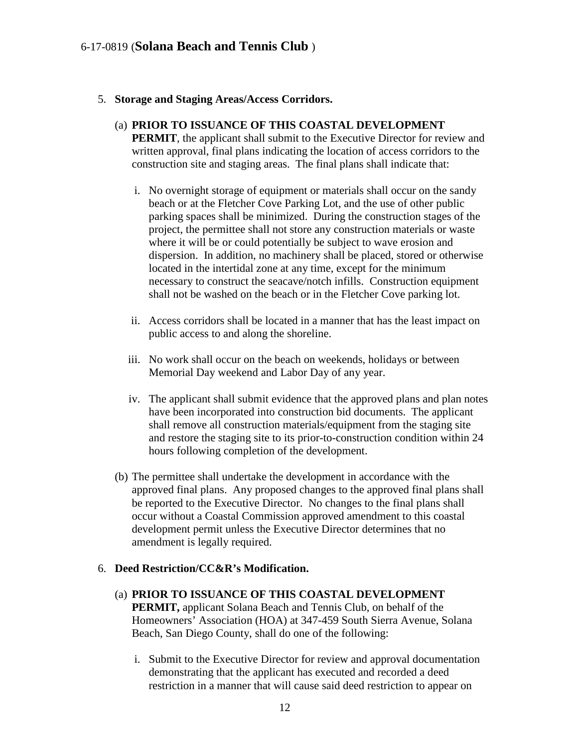5. **Storage and Staging Areas/Access Corridors.**

   (a) **PRIOR TO ISSUANCE OF THIS COASTAL DEVELOPMENT PERMIT**, the applicant shall submit to the Executive Director for review and written approval, final plans indicating the location of access corridors to the construction site and staging areas. The final plans shall indicate that:

      i. No overnight storage of equipment or materials shall occur on the sandy beach or at the Fletcher Cove Parking Lot, and the use of other public parking spaces shall be minimized. During the construction stages of the project, the permittee shall not store any construction materials or waste where it will be or could potentially be subject to wave erosion and dispersion. In addition, no machinery shall be placed, stored or otherwise located in the intertidal zone at any time, except for the minimum necessary to construct the seacave/notch infills. Construction equipment shall not be washed on the beach or in the Fletcher Cove parking lot.

      ii. Access corridors shall be located in a manner that has the least impact on public access to and along the shoreline.

      iii. No work shall occur on the beach on weekends, holidays or between Memorial Day weekend and Labor Day of any year.

      iv. The applicant shall submit evidence that the approved plans and plan notes have been incorporated into construction bid documents. The applicant shall remove all construction materials/equipment from the staging site and restore the staging site to its prior-to-construction condition within 24 hours following completion of the development.

   (b) The permittee shall undertake the development in accordance with the approved final plans. Any proposed changes to the approved final plans shall be reported to the Executive Director. No changes to the final plans shall occur without a Coastal Commission approved amendment to this coastal development permit unless the Executive Director determines that no amendment is legally required.

6. **Deed Restriction/CC&R's Modification.**

   (a) **PRIOR TO ISSUANCE OF THIS COASTAL DEVELOPMENT PERMIT,** applicant Solana Beach and Tennis Club, on behalf of the Homeowners' Association (HOA) at 347-459 South Sierra Avenue, Solana Beach, San Diego County, shall do one of the following:

      i. Submit to the Executive Director for review and approval documentation demonstrating that the applicant has executed and recorded a deed restriction in a manner that will cause said deed restriction to appear on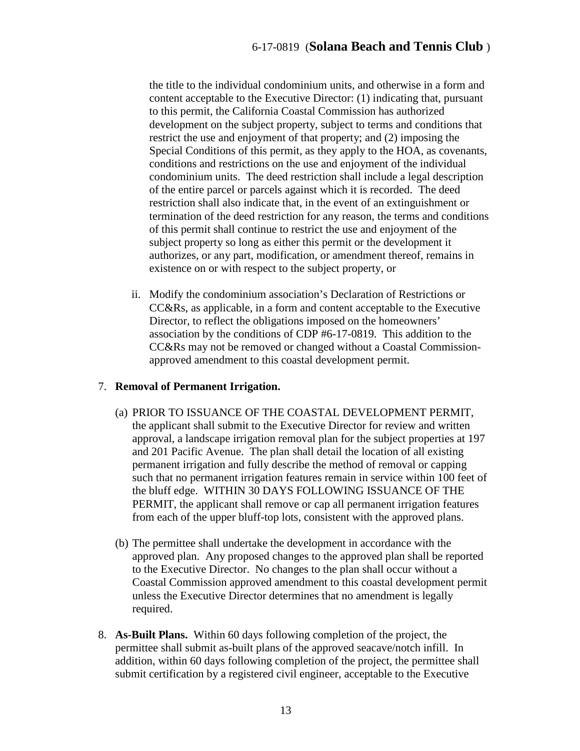the title to the individual condominium units, and otherwise in a form and content acceptable to the Executive Director: (1) indicating that, pursuant to this permit, the California Coastal Commission has authorized development on the subject property, subject to terms and conditions that restrict the use and enjoyment of that property; and (2) imposing the Special Conditions of this permit, as they apply to the HOA, as covenants, conditions and restrictions on the use and enjoyment of the individual condominium units. The deed restriction shall include a legal description of the entire parcel or parcels against which it is recorded. The deed restriction shall also indicate that, in the event of an extinguishment or termination of the deed restriction for any reason, the terms and conditions of this permit shall continue to restrict the use and enjoyment of the subject property so long as either this permit or the development it authorizes, or any part, modification, or amendment thereof, remains in existence on or with respect to the subject property, or

ii. Modify the condominium association's Declaration of Restrictions or CC&Rs, as applicable, in a form and content acceptable to the Executive Director, to reflect the obligations imposed on the homeowners' association by the conditions of CDP #6-17-0819. This addition to the CC&Rs may not be removed or changed without a Coastal Commission-approved amendment to this coastal development permit.

7. **Removal of Permanent Irrigation.**

(a) PRIOR TO ISSUANCE OF THE COASTAL DEVELOPMENT PERMIT, the applicant shall submit to the Executive Director for review and written approval, a landscape irrigation removal plan for the subject properties at 197 and 201 Pacific Avenue. The plan shall detail the location of all existing permanent irrigation and fully describe the method of removal or capping such that no permanent irrigation features remain in service within 100 feet of the bluff edge. WITHIN 30 DAYS FOLLOWING ISSUANCE OF THE PERMIT, the applicant shall remove or cap all permanent irrigation features from each of the upper bluff-top lots, consistent with the approved plans.

(b) The permittee shall undertake the development in accordance with the approved plan. Any proposed changes to the approved plan shall be reported to the Executive Director. No changes to the plan shall occur without a Coastal Commission approved amendment to this coastal development permit unless the Executive Director determines that no amendment is legally required.

8. **As-Built Plans.** Within 60 days following completion of the project, the permittee shall submit as-built plans of the approved seacave/notch infill. In addition, within 60 days following completion of the project, the permittee shall submit certification by a registered civil engineer, acceptable to the Executive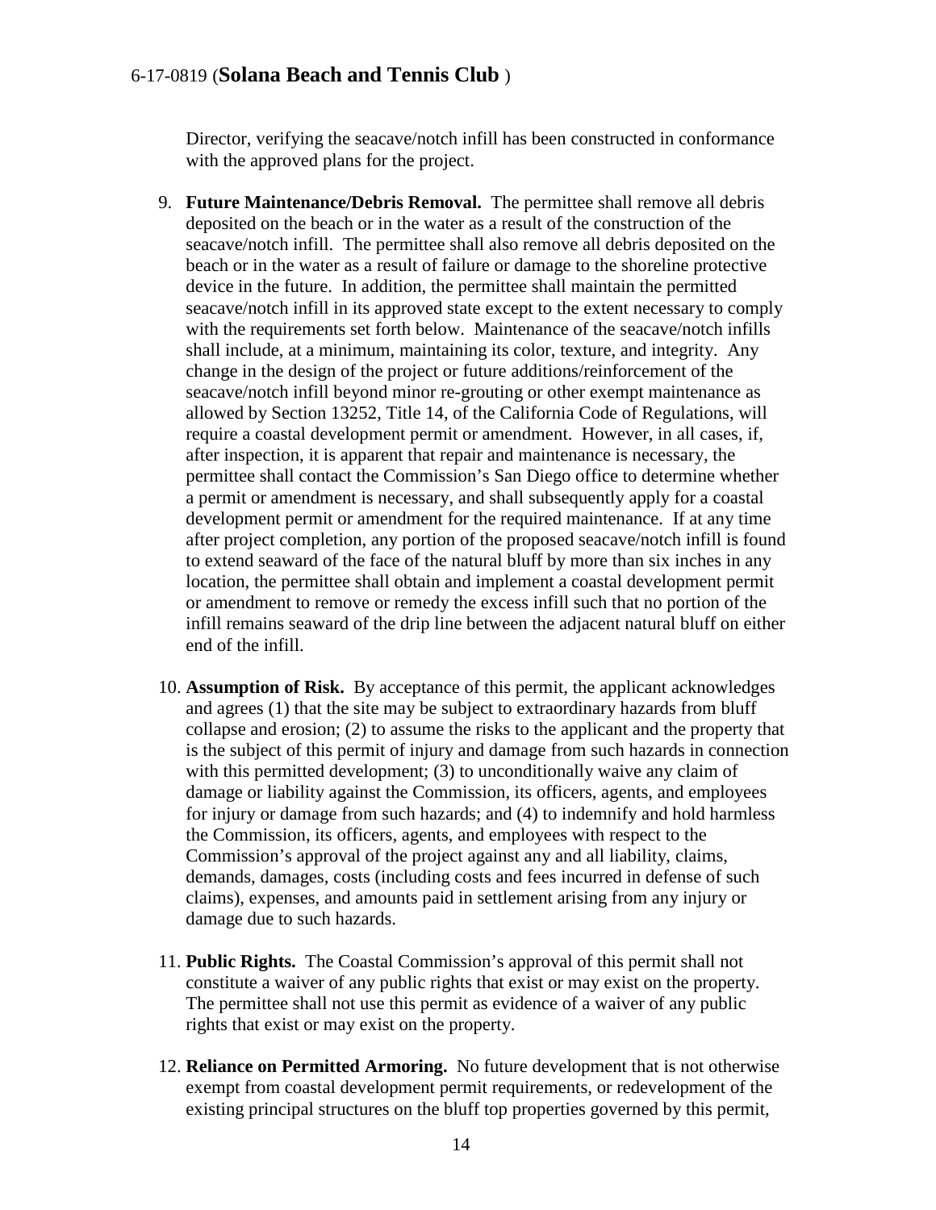Director, verifying the seacave/notch infill has been constructed in conformance with the approved plans for the project.

9. **Future Maintenance/Debris Removal.** The permittee shall remove all debris deposited on the beach or in the water as a result of the construction of the seacave/notch infill. The permittee shall also remove all debris deposited on the beach or in the water as a result of failure or damage to the shoreline protective device in the future. In addition, the permittee shall maintain the permitted seacave/notch infill in its approved state except to the extent necessary to comply with the requirements set forth below. Maintenance of the seacave/notch infills shall include, at a minimum, maintaining its color, texture, and integrity. Any change in the design of the project or future additions/reinforcement of the seacave/notch infill beyond minor re-grouting or other exempt maintenance as allowed by Section 13252, Title 14, of the California Code of Regulations, will require a coastal development permit or amendment. However, in all cases, if, after inspection, it is apparent that repair and maintenance is necessary, the permittee shall contact the Commission's San Diego office to determine whether a permit or amendment is necessary, and shall subsequently apply for a coastal development permit or amendment for the required maintenance. If at any time after project completion, any portion of the proposed seacave/notch infill is found to extend seaward of the face of the natural bluff by more than six inches in any location, the permittee shall obtain and implement a coastal development permit or amendment to remove or remedy the excess infill such that no portion of the infill remains seaward of the drip line between the adjacent natural bluff on either end of the infill.

10. **Assumption of Risk.** By acceptance of this permit, the applicant acknowledges and agrees (1) that the site may be subject to extraordinary hazards from bluff collapse and erosion; (2) to assume the risks to the applicant and the property that is the subject of this permit of injury and damage from such hazards in connection with this permitted development; (3) to unconditionally waive any claim of damage or liability against the Commission, its officers, agents, and employees for injury or damage from such hazards; and (4) to indemnify and hold harmless the Commission, its officers, agents, and employees with respect to the Commission's approval of the project against any and all liability, claims, demands, damages, costs (including costs and fees incurred in defense of such claims), expenses, and amounts paid in settlement arising from any injury or damage due to such hazards.

11. **Public Rights.** The Coastal Commission's approval of this permit shall not constitute a waiver of any public rights that exist or may exist on the property. The permittee shall not use this permit as evidence of a waiver of any public rights that exist or may exist on the property.

12. **Reliance on Permitted Armoring.** No future development that is not otherwise exempt from coastal development permit requirements, or redevelopment of the existing principal structures on the bluff top properties governed by this permit,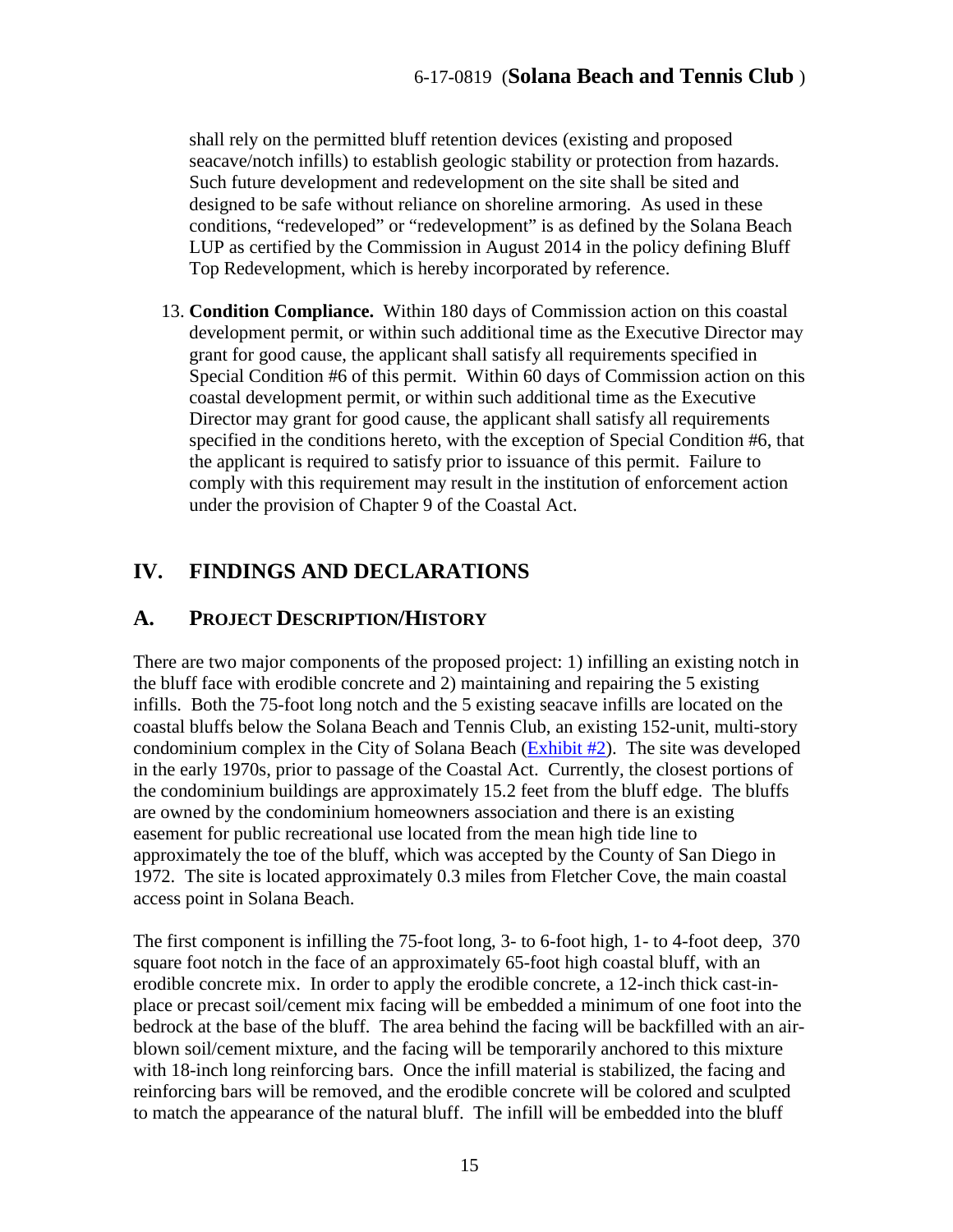shall rely on the permitted bluff retention devices (existing and proposed seacave/notch infills) to establish geologic stability or protection from hazards. Such future development and redevelopment on the site shall be sited and designed to be safe without reliance on shoreline armoring. As used in these conditions, "redeveloped" or "redevelopment" is as defined by the Solana Beach LUP as certified by the Commission in August 2014 in the policy defining Bluff Top Redevelopment, which is hereby incorporated by reference.

13. **Condition Compliance.** Within 180 days of Commission action on this coastal development permit, or within such additional time as the Executive Director may grant for good cause, the applicant shall satisfy all requirements specified in Special Condition #6 of this permit. Within 60 days of Commission action on this coastal development permit, or within such additional time as the Executive Director may grant for good cause, the applicant shall satisfy all requirements specified in the conditions hereto, with the exception of Special Condition #6, that the applicant is required to satisfy prior to issuance of this permit. Failure to comply with this requirement may result in the institution of enforcement action under the provision of Chapter 9 of the Coastal Act.

## IV. FINDINGS AND DECLARATIONS

### A. PROJECT DESCRIPTION/HISTORY

There are two major components of the proposed project: 1) infilling an existing notch in the bluff face with erodible concrete and 2) maintaining and repairing the 5 existing infills. Both the 75-foot long notch and the 5 existing seacave infills are located on the coastal bluffs below the Solana Beach and Tennis Club, an existing 152-unit, multi-story condominium complex in the City of Solana Beach (Exhibit #2). The site was developed in the early 1970s, prior to passage of the Coastal Act. Currently, the closest portions of the condominium buildings are approximately 15.2 feet from the bluff edge. The bluffs are owned by the condominium homeowners association and there is an existing easement for public recreational use located from the mean high tide line to approximately the toe of the bluff, which was accepted by the County of San Diego in 1972. The site is located approximately 0.3 miles from Fletcher Cove, the main coastal access point in Solana Beach.

The first component is infilling the 75-foot long, 3- to 6-foot high, 1- to 4-foot deep, 370 square foot notch in the face of an approximately 65-foot high coastal bluff, with an erodible concrete mix. In order to apply the erodible concrete, a 12-inch thick cast-in-place or precast soil/cement mix facing will be embedded a minimum of one foot into the bedrock at the base of the bluff. The area behind the facing will be backfilled with an air-blown soil/cement mixture, and the facing will be temporarily anchored to this mixture with 18-inch long reinforcing bars. Once the infill material is stabilized, the facing and reinforcing bars will be removed, and the erodible concrete will be colored and sculpted to match the appearance of the natural bluff. The infill will be embedded into the bluff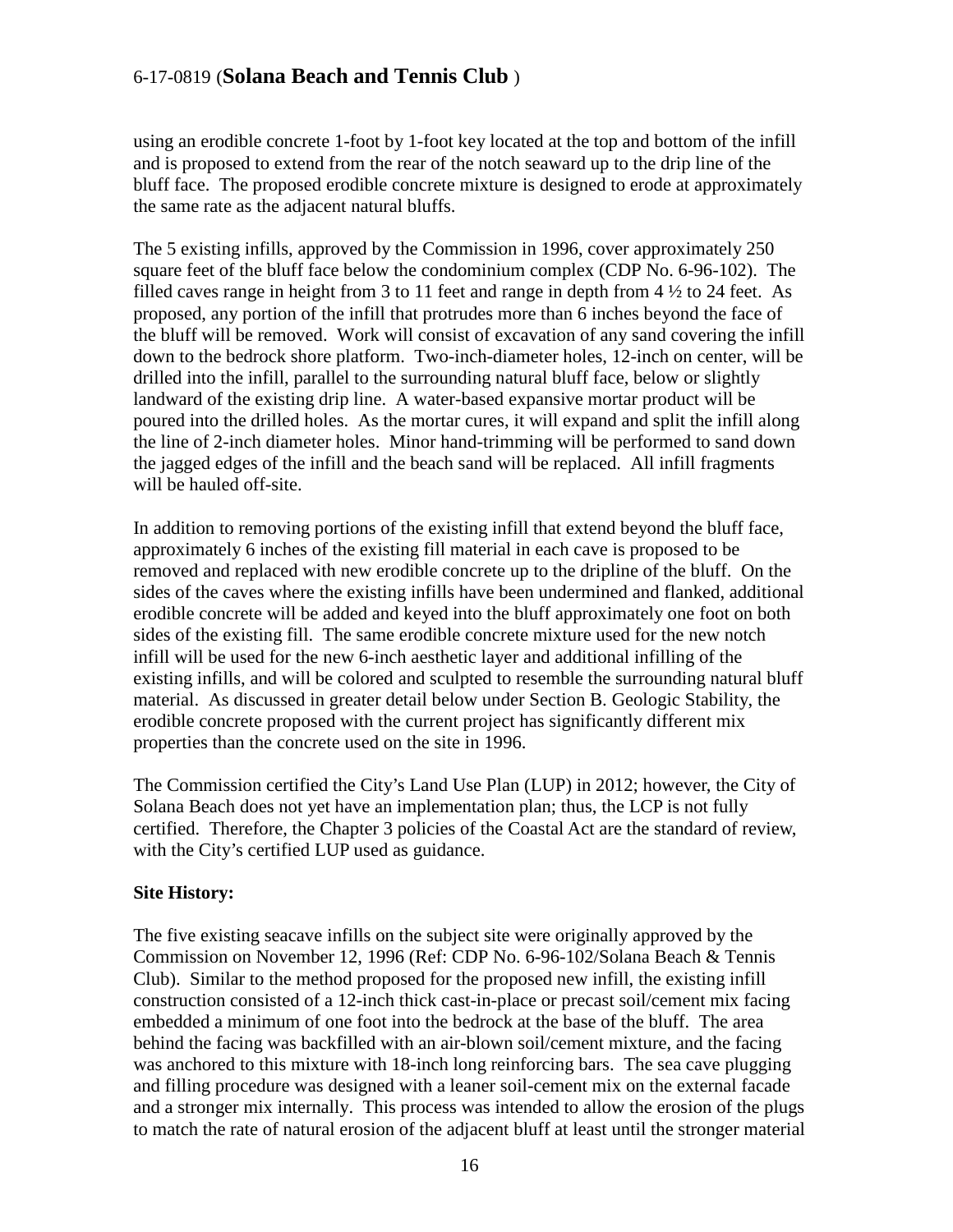using an erodible concrete 1-foot by 1-foot key located at the top and bottom of the infill and is proposed to extend from the rear of the notch seaward up to the drip line of the bluff face. The proposed erodible concrete mixture is designed to erode at approximately the same rate as the adjacent natural bluffs.

The 5 existing infills, approved by the Commission in 1996, cover approximately 250 square feet of the bluff face below the condominium complex (CDP No. 6-96-102). The filled caves range in height from 3 to 11 feet and range in depth from 4 ½ to 24 feet. As proposed, any portion of the infill that protrudes more than 6 inches beyond the face of the bluff will be removed. Work will consist of excavation of any sand covering the infill down to the bedrock shore platform. Two-inch-diameter holes, 12-inch on center, will be drilled into the infill, parallel to the surrounding natural bluff face, below or slightly landward of the existing drip line. A water-based expansive mortar product will be poured into the drilled holes. As the mortar cures, it will expand and split the infill along the line of 2-inch diameter holes. Minor hand-trimming will be performed to sand down the jagged edges of the infill and the beach sand will be replaced. All infill fragments will be hauled off-site.

In addition to removing portions of the existing infill that extend beyond the bluff face, approximately 6 inches of the existing fill material in each cave is proposed to be removed and replaced with new erodible concrete up to the dripline of the bluff. On the sides of the caves where the existing infills have been undermined and flanked, additional erodible concrete will be added and keyed into the bluff approximately one foot on both sides of the existing fill. The same erodible concrete mixture used for the new notch infill will be used for the new 6-inch aesthetic layer and additional infilling of the existing infills, and will be colored and sculpted to resemble the surrounding natural bluff material. As discussed in greater detail below under Section B. Geologic Stability, the erodible concrete proposed with the current project has significantly different mix properties than the concrete used on the site in 1996.

The Commission certified the City's Land Use Plan (LUP) in 2012; however, the City of Solana Beach does not yet have an implementation plan; thus, the LCP is not fully certified. Therefore, the Chapter 3 policies of the Coastal Act are the standard of review, with the City's certified LUP used as guidance.

**Site History:**

The five existing seacave infills on the subject site were originally approved by the Commission on November 12, 1996 (Ref: CDP No. 6-96-102/Solana Beach & Tennis Club). Similar to the method proposed for the proposed new infill, the existing infill construction consisted of a 12-inch thick cast-in-place or precast soil/cement mix facing embedded a minimum of one foot into the bedrock at the base of the bluff. The area behind the facing was backfilled with an air-blown soil/cement mixture, and the facing was anchored to this mixture with 18-inch long reinforcing bars. The sea cave plugging and filling procedure was designed with a leaner soil-cement mix on the external facade and a stronger mix internally. This process was intended to allow the erosion of the plugs to match the rate of natural erosion of the adjacent bluff at least until the stronger material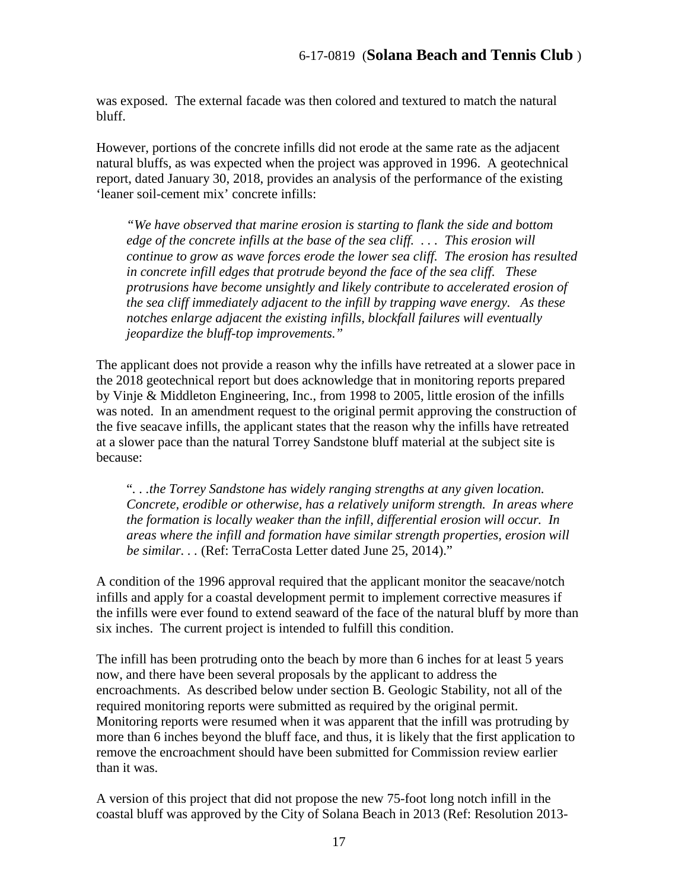was exposed. The external facade was then colored and textured to match the natural bluff.

However, portions of the concrete infills did not erode at the same rate as the adjacent natural bluffs, as was expected when the project was approved in 1996. A geotechnical report, dated January 30, 2018, provides an analysis of the performance of the existing 'leaner soil-cement mix' concrete infills:

> *"We have observed that marine erosion is starting to flank the side and bottom edge of the concrete infills at the base of the sea cliff. . . . This erosion will continue to grow as wave forces erode the lower sea cliff. The erosion has resulted in concrete infill edges that protrude beyond the face of the sea cliff. These protrusions have become unsightly and likely contribute to accelerated erosion of the sea cliff immediately adjacent to the infill by trapping wave energy. As these notches enlarge adjacent the existing infills, blockfall failures will eventually jeopardize the bluff-top improvements."*

The applicant does not provide a reason why the infills have retreated at a slower pace in the 2018 geotechnical report but does acknowledge that in monitoring reports prepared by Vinje & Middleton Engineering, Inc., from 1998 to 2005, little erosion of the infills was noted. In an amendment request to the original permit approving the construction of the five seacave infills, the applicant states that the reason why the infills have retreated at a slower pace than the natural Torrey Sandstone bluff material at the subject site is because:

> "*. . .the Torrey Sandstone has widely ranging strengths at any given location. Concrete, erodible or otherwise, has a relatively uniform strength. In areas where the formation is locally weaker than the infill, differential erosion will occur. In areas where the infill and formation have similar strength properties, erosion will be similar. . .* (Ref: TerraCosta Letter dated June 25, 2014)."

A condition of the 1996 approval required that the applicant monitor the seacave/notch infills and apply for a coastal development permit to implement corrective measures if the infills were ever found to extend seaward of the face of the natural bluff by more than six inches. The current project is intended to fulfill this condition.

The infill has been protruding onto the beach by more than 6 inches for at least 5 years now, and there have been several proposals by the applicant to address the encroachments. As described below under section B. Geologic Stability, not all of the required monitoring reports were submitted as required by the original permit. Monitoring reports were resumed when it was apparent that the infill was protruding by more than 6 inches beyond the bluff face, and thus, it is likely that the first application to remove the encroachment should have been submitted for Commission review earlier than it was.

A version of this project that did not propose the new 75-foot long notch infill in the coastal bluff was approved by the City of Solana Beach in 2013 (Ref: Resolution 2013-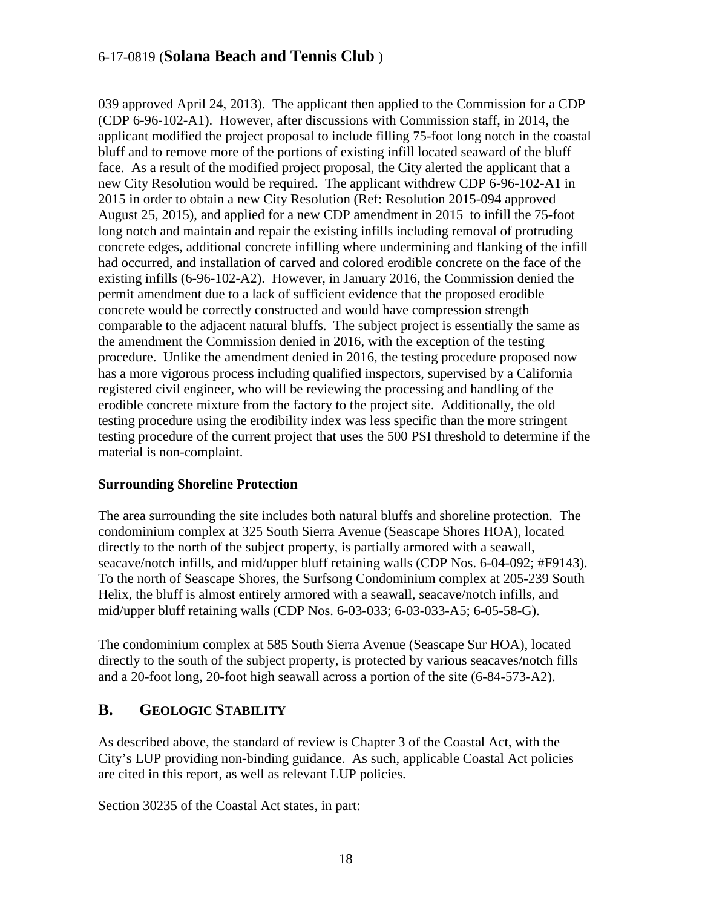039 approved April 24, 2013). The applicant then applied to the Commission for a CDP (CDP 6-96-102-A1). However, after discussions with Commission staff, in 2014, the applicant modified the project proposal to include filling 75-foot long notch in the coastal bluff and to remove more of the portions of existing infill located seaward of the bluff face. As a result of the modified project proposal, the City alerted the applicant that a new City Resolution would be required. The applicant withdrew CDP 6-96-102-A1 in 2015 in order to obtain a new City Resolution (Ref: Resolution 2015-094 approved August 25, 2015), and applied for a new CDP amendment in 2015 to infill the 75-foot long notch and maintain and repair the existing infills including removal of protruding concrete edges, additional concrete infilling where undermining and flanking of the infill had occurred, and installation of carved and colored erodible concrete on the face of the existing infills (6-96-102-A2). However, in January 2016, the Commission denied the permit amendment due to a lack of sufficient evidence that the proposed erodible concrete would be correctly constructed and would have compression strength comparable to the adjacent natural bluffs. The subject project is essentially the same as the amendment the Commission denied in 2016, with the exception of the testing procedure. Unlike the amendment denied in 2016, the testing procedure proposed now has a more vigorous process including qualified inspectors, supervised by a California registered civil engineer, who will be reviewing the processing and handling of the erodible concrete mixture from the factory to the project site. Additionally, the old testing procedure using the erodibility index was less specific than the more stringent testing procedure of the current project that uses the 500 PSI threshold to determine if the material is non-complaint.

**Surrounding Shoreline Protection**

The area surrounding the site includes both natural bluffs and shoreline protection. The condominium complex at 325 South Sierra Avenue (Seascape Shores HOA), located directly to the north of the subject property, is partially armored with a seawall, seacave/notch infills, and mid/upper bluff retaining walls (CDP Nos. 6-04-092; #F9143). To the north of Seascape Shores, the Surfsong Condominium complex at 205-239 South Helix, the bluff is almost entirely armored with a seawall, seacave/notch infills, and mid/upper bluff retaining walls (CDP Nos. 6-03-033; 6-03-033-A5; 6-05-58-G).

The condominium complex at 585 South Sierra Avenue (Seascape Sur HOA), located directly to the south of the subject property, is protected by various seacaves/notch fills and a 20-foot long, 20-foot high seawall across a portion of the site (6-84-573-A2).

## B. GEOLOGIC STABILITY

As described above, the standard of review is Chapter 3 of the Coastal Act, with the City's LUP providing non-binding guidance. As such, applicable Coastal Act policies are cited in this report, as well as relevant LUP policies.

Section 30235 of the Coastal Act states, in part: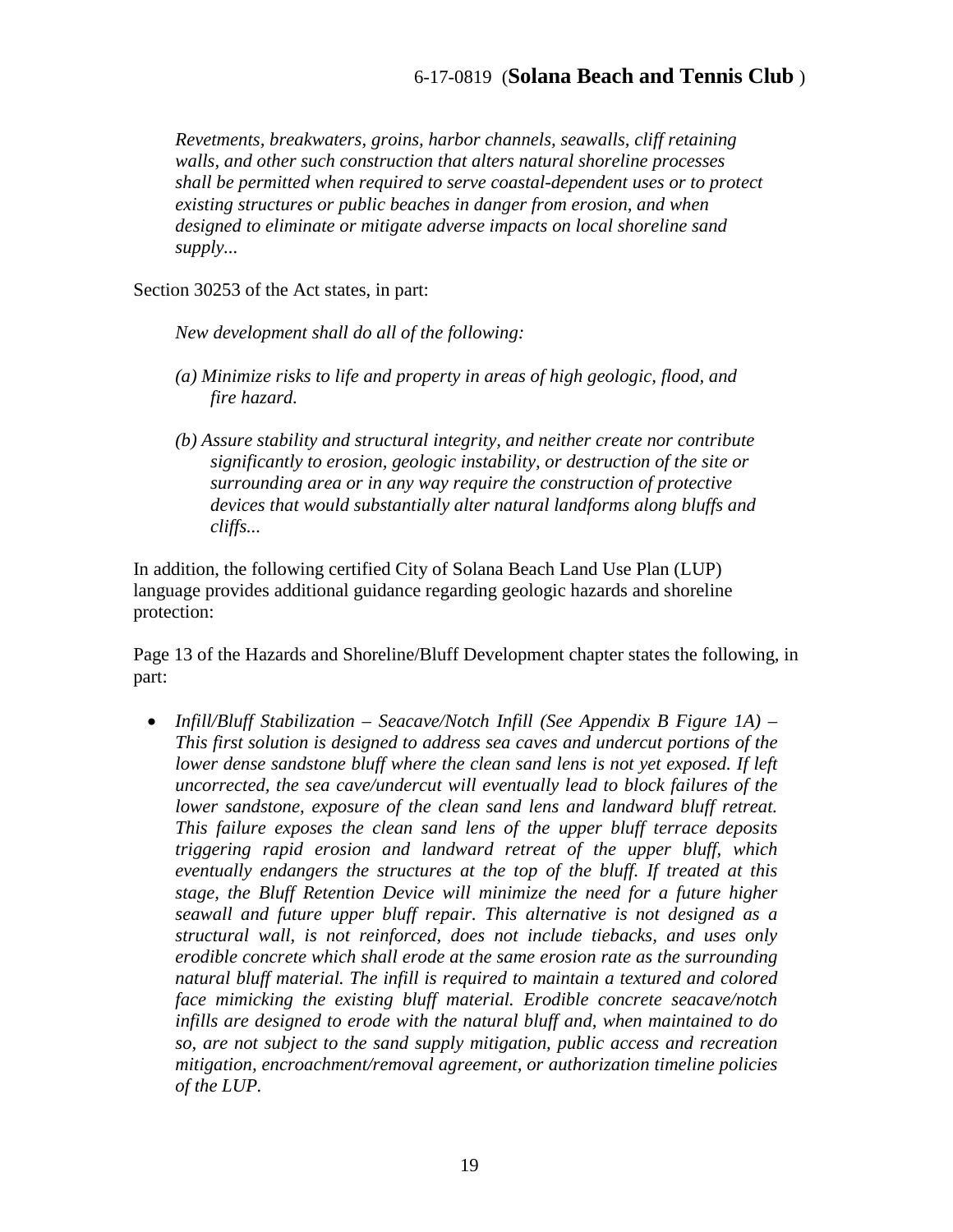*Revetments, breakwaters, groins, harbor channels, seawalls, cliff retaining walls, and other such construction that alters natural shoreline processes shall be permitted when required to serve coastal-dependent uses or to protect existing structures or public beaches in danger from erosion, and when designed to eliminate or mitigate adverse impacts on local shoreline sand supply...*

Section 30253 of the Act states, in part:

> *New development shall do all of the following:*
>
> *(a) Minimize risks to life and property in areas of high geologic, flood, and fire hazard.*
>
> *(b) Assure stability and structural integrity, and neither create nor contribute significantly to erosion, geologic instability, or destruction of the site or surrounding area or in any way require the construction of protective devices that would substantially alter natural landforms along bluffs and cliffs...*

In addition, the following certified City of Solana Beach Land Use Plan (LUP) language provides additional guidance regarding geologic hazards and shoreline protection:

Page 13 of the Hazards and Shoreline/Bluff Development chapter states the following, in part:

- *Infill/Bluff Stabilization – Seacave/Notch Infill (See Appendix B Figure 1A) – This first solution is designed to address sea caves and undercut portions of the lower dense sandstone bluff where the clean sand lens is not yet exposed. If left uncorrected, the sea cave/undercut will eventually lead to block failures of the lower sandstone, exposure of the clean sand lens and landward bluff retreat. This failure exposes the clean sand lens of the upper bluff terrace deposits triggering rapid erosion and landward retreat of the upper bluff, which eventually endangers the structures at the top of the bluff. If treated at this stage, the Bluff Retention Device will minimize the need for a future higher seawall and future upper bluff repair. This alternative is not designed as a structural wall, is not reinforced, does not include tiebacks, and uses only erodible concrete which shall erode at the same erosion rate as the surrounding natural bluff material. The infill is required to maintain a textured and colored face mimicking the existing bluff material. Erodible concrete seacave/notch infills are designed to erode with the natural bluff and, when maintained to do so, are not subject to the sand supply mitigation, public access and recreation mitigation, encroachment/removal agreement, or authorization timeline policies of the LUP.*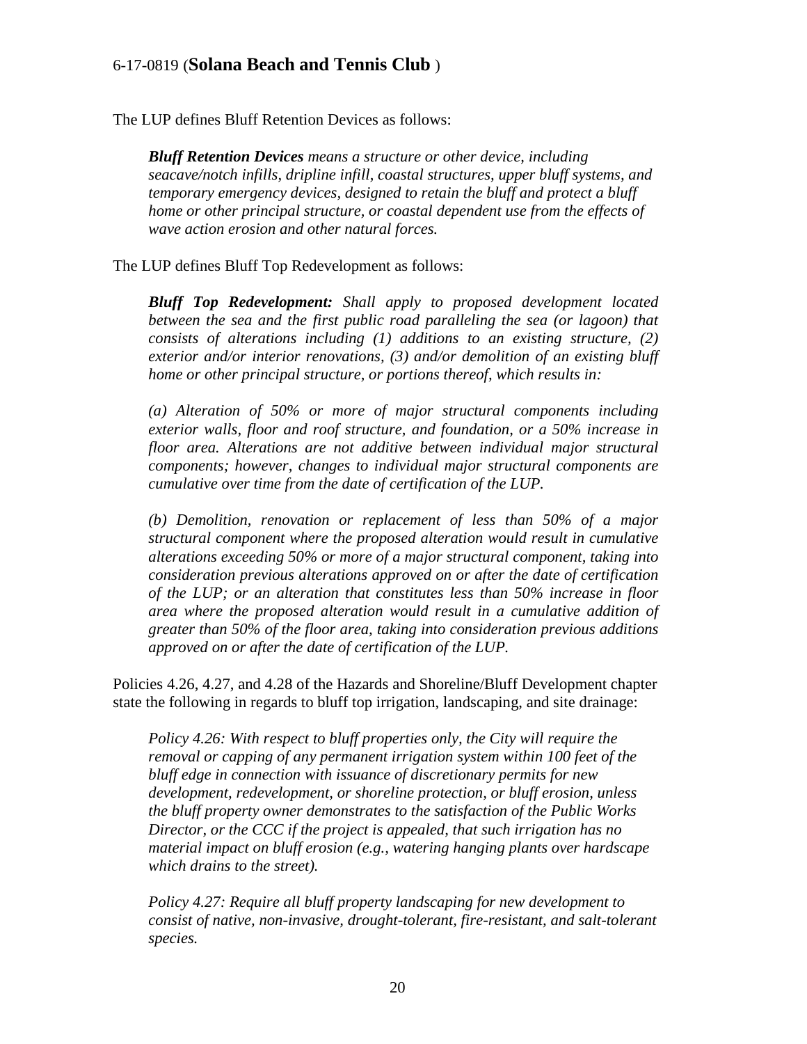The LUP defines Bluff Retention Devices as follows:

> ***Bluff Retention Devices*** *means a structure or other device, including seacave/notch infills, dripline infill, coastal structures, upper bluff systems, and temporary emergency devices, designed to retain the bluff and protect a bluff home or other principal structure, or coastal dependent use from the effects of wave action erosion and other natural forces.*

The LUP defines Bluff Top Redevelopment as follows:

> ***Bluff Top Redevelopment:*** *Shall apply to proposed development located between the sea and the first public road paralleling the sea (or lagoon) that consists of alterations including (1) additions to an existing structure, (2) exterior and/or interior renovations, (3) and/or demolition of an existing bluff home or other principal structure, or portions thereof, which results in:*
>
> *(a) Alteration of 50% or more of major structural components including exterior walls, floor and roof structure, and foundation, or a 50% increase in floor area. Alterations are not additive between individual major structural components; however, changes to individual major structural components are cumulative over time from the date of certification of the LUP.*
>
> *(b) Demolition, renovation or replacement of less than 50% of a major structural component where the proposed alteration would result in cumulative alterations exceeding 50% or more of a major structural component, taking into consideration previous alterations approved on or after the date of certification of the LUP; or an alteration that constitutes less than 50% increase in floor area where the proposed alteration would result in a cumulative addition of greater than 50% of the floor area, taking into consideration previous additions approved on or after the date of certification of the LUP.*

Policies 4.26, 4.27, and 4.28 of the Hazards and Shoreline/Bluff Development chapter state the following in regards to bluff top irrigation, landscaping, and site drainage:

> *Policy 4.26: With respect to bluff properties only, the City will require the removal or capping of any permanent irrigation system within 100 feet of the bluff edge in connection with issuance of discretionary permits for new development, redevelopment, or shoreline protection, or bluff erosion, unless the bluff property owner demonstrates to the satisfaction of the Public Works Director, or the CCC if the project is appealed, that such irrigation has no material impact on bluff erosion (e.g., watering hanging plants over hardscape which drains to the street).*
>
> *Policy 4.27: Require all bluff property landscaping for new development to consist of native, non-invasive, drought-tolerant, fire-resistant, and salt-tolerant species.*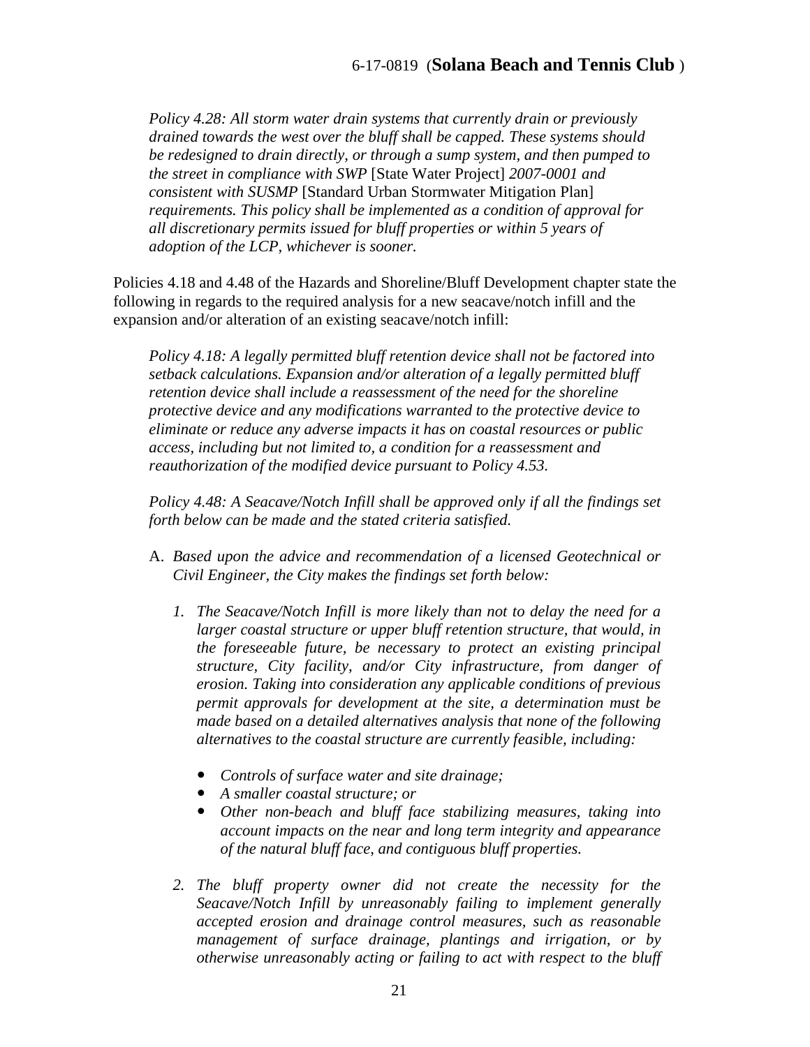*Policy 4.28: All storm water drain systems that currently drain or previously drained towards the west over the bluff shall be capped. These systems should be redesigned to drain directly, or through a sump system, and then pumped to the street in compliance with SWP* [State Water Project] *2007-0001 and consistent with SUSMP* [Standard Urban Stormwater Mitigation Plan] *requirements. This policy shall be implemented as a condition of approval for all discretionary permits issued for bluff properties or within 5 years of adoption of the LCP, whichever is sooner.*

Policies 4.18 and 4.48 of the Hazards and Shoreline/Bluff Development chapter state the following in regards to the required analysis for a new seacave/notch infill and the expansion and/or alteration of an existing seacave/notch infill:

*Policy 4.18: A legally permitted bluff retention device shall not be factored into setback calculations. Expansion and/or alteration of a legally permitted bluff retention device shall include a reassessment of the need for the shoreline protective device and any modifications warranted to the protective device to eliminate or reduce any adverse impacts it has on coastal resources or public access, including but not limited to, a condition for a reassessment and reauthorization of the modified device pursuant to Policy 4.53.*

*Policy 4.48: A Seacave/Notch Infill shall be approved only if all the findings set forth below can be made and the stated criteria satisfied.*

A. *Based upon the advice and recommendation of a licensed Geotechnical or Civil Engineer, the City makes the findings set forth below:*

   1. *The Seacave/Notch Infill is more likely than not to delay the need for a larger coastal structure or upper bluff retention structure, that would, in the foreseeable future, be necessary to protect an existing principal structure, City facility, and/or City infrastructure, from danger of erosion. Taking into consideration any applicable conditions of previous permit approvals for development at the site, a determination must be made based on a detailed alternatives analysis that none of the following alternatives to the coastal structure are currently feasible, including:*

      - *Controls of surface water and site drainage;*
      - *A smaller coastal structure; or*
      - *Other non-beach and bluff face stabilizing measures, taking into account impacts on the near and long term integrity and appearance of the natural bluff face, and contiguous bluff properties.*

   2. *The bluff property owner did not create the necessity for the Seacave/Notch Infill by unreasonably failing to implement generally accepted erosion and drainage control measures, such as reasonable management of surface drainage, plantings and irrigation, or by otherwise unreasonably acting or failing to act with respect to the bluff*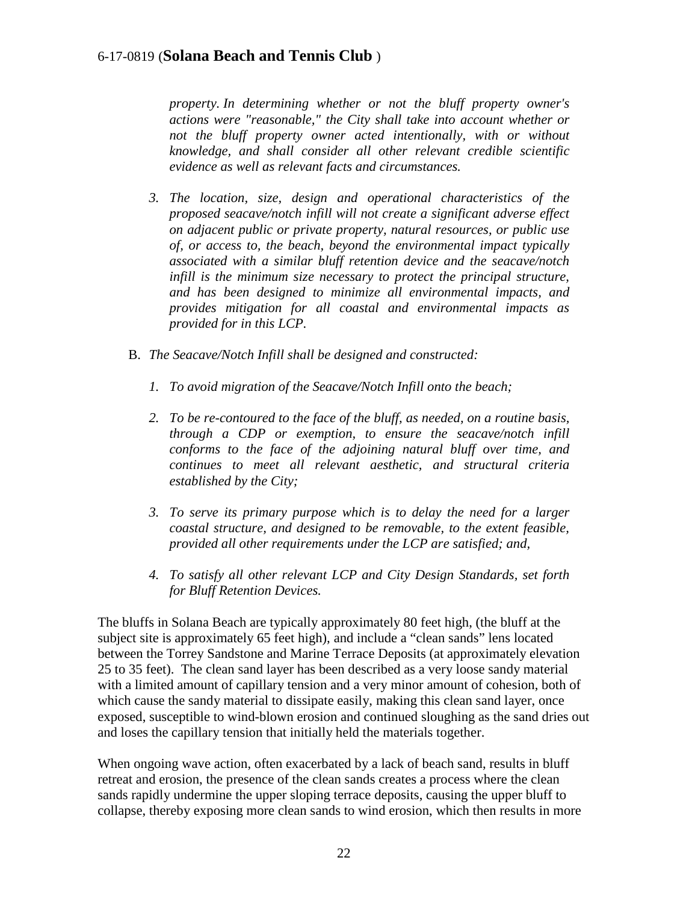*property. In determining whether or not the bluff property owner's actions were "reasonable," the City shall take into account whether or not the bluff property owner acted intentionally, with or without knowledge, and shall consider all other relevant credible scientific evidence as well as relevant facts and circumstances.*

3. *The location, size, design and operational characteristics of the proposed seacave/notch infill will not create a significant adverse effect on adjacent public or private property, natural resources, or public use of, or access to, the beach, beyond the environmental impact typically associated with a similar bluff retention device and the seacave/notch infill is the minimum size necessary to protect the principal structure, and has been designed to minimize all environmental impacts, and provides mitigation for all coastal and environmental impacts as provided for in this LCP.*

B. *The Seacave/Notch Infill shall be designed and constructed:*

1. *To avoid migration of the Seacave/Notch Infill onto the beach;*
2. *To be re-contoured to the face of the bluff, as needed, on a routine basis, through a CDP or exemption, to ensure the seacave/notch infill conforms to the face of the adjoining natural bluff over time, and continues to meet all relevant aesthetic, and structural criteria established by the City;*
3. *To serve its primary purpose which is to delay the need for a larger coastal structure, and designed to be removable, to the extent feasible, provided all other requirements under the LCP are satisfied; and,*
4. *To satisfy all other relevant LCP and City Design Standards, set forth for Bluff Retention Devices.*

The bluffs in Solana Beach are typically approximately 80 feet high, (the bluff at the subject site is approximately 65 feet high), and include a "clean sands" lens located between the Torrey Sandstone and Marine Terrace Deposits (at approximately elevation 25 to 35 feet). The clean sand layer has been described as a very loose sandy material with a limited amount of capillary tension and a very minor amount of cohesion, both of which cause the sandy material to dissipate easily, making this clean sand layer, once exposed, susceptible to wind-blown erosion and continued sloughing as the sand dries out and loses the capillary tension that initially held the materials together.

When ongoing wave action, often exacerbated by a lack of beach sand, results in bluff retreat and erosion, the presence of the clean sands creates a process where the clean sands rapidly undermine the upper sloping terrace deposits, causing the upper bluff to collapse, thereby exposing more clean sands to wind erosion, which then results in more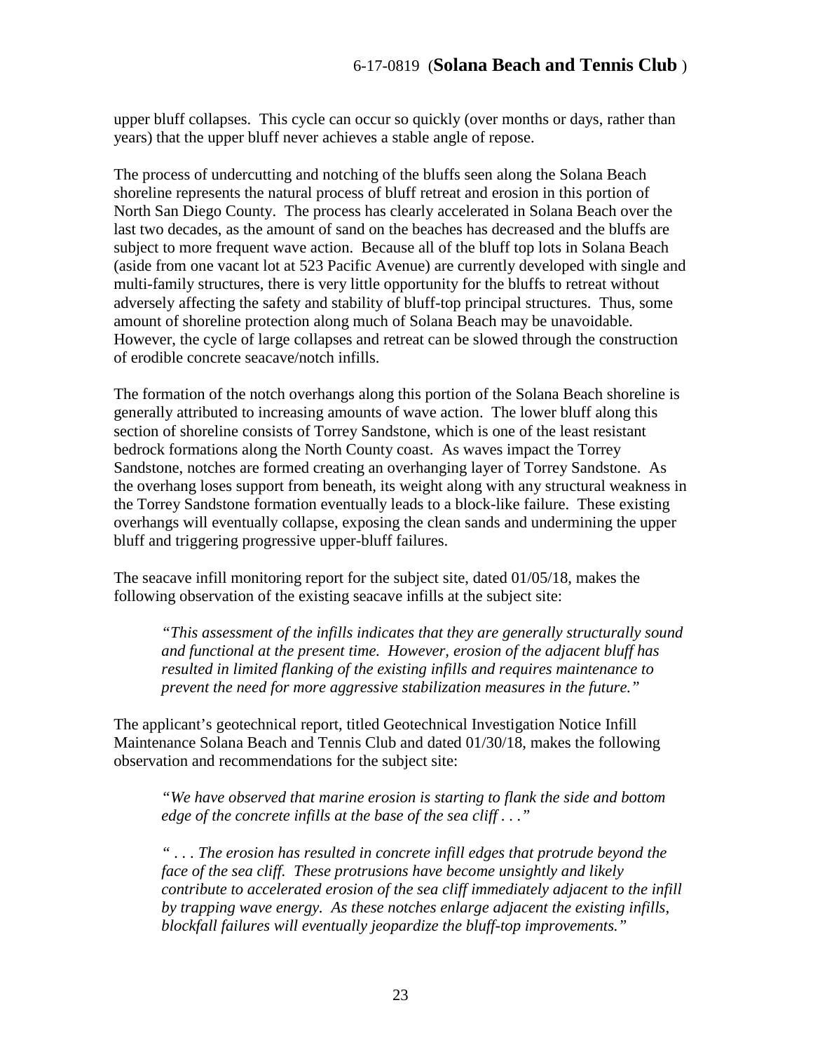upper bluff collapses. This cycle can occur so quickly (over months or days, rather than years) that the upper bluff never achieves a stable angle of repose.

The process of undercutting and notching of the bluffs seen along the Solana Beach shoreline represents the natural process of bluff retreat and erosion in this portion of North San Diego County. The process has clearly accelerated in Solana Beach over the last two decades, as the amount of sand on the beaches has decreased and the bluffs are subject to more frequent wave action. Because all of the bluff top lots in Solana Beach (aside from one vacant lot at 523 Pacific Avenue) are currently developed with single and multi-family structures, there is very little opportunity for the bluffs to retreat without adversely affecting the safety and stability of bluff-top principal structures. Thus, some amount of shoreline protection along much of Solana Beach may be unavoidable. However, the cycle of large collapses and retreat can be slowed through the construction of erodible concrete seacave/notch infills.

The formation of the notch overhangs along this portion of the Solana Beach shoreline is generally attributed to increasing amounts of wave action. The lower bluff along this section of shoreline consists of Torrey Sandstone, which is one of the least resistant bedrock formations along the North County coast. As waves impact the Torrey Sandstone, notches are formed creating an overhanging layer of Torrey Sandstone. As the overhang loses support from beneath, its weight along with any structural weakness in the Torrey Sandstone formation eventually leads to a block-like failure. These existing overhangs will eventually collapse, exposing the clean sands and undermining the upper bluff and triggering progressive upper-bluff failures.

The seacave infill monitoring report for the subject site, dated 01/05/18, makes the following observation of the existing seacave infills at the subject site:

> *"This assessment of the infills indicates that they are generally structurally sound and functional at the present time. However, erosion of the adjacent bluff has resulted in limited flanking of the existing infills and requires maintenance to prevent the need for more aggressive stabilization measures in the future."*

The applicant's geotechnical report, titled Geotechnical Investigation Notice Infill Maintenance Solana Beach and Tennis Club and dated 01/30/18, makes the following observation and recommendations for the subject site:

> *"We have observed that marine erosion is starting to flank the side and bottom edge of the concrete infills at the base of the sea cliff . . ."*
>
> *" . . . The erosion has resulted in concrete infill edges that protrude beyond the face of the sea cliff. These protrusions have become unsightly and likely contribute to accelerated erosion of the sea cliff immediately adjacent to the infill by trapping wave energy. As these notches enlarge adjacent the existing infills, blockfall failures will eventually jeopardize the bluff-top improvements."*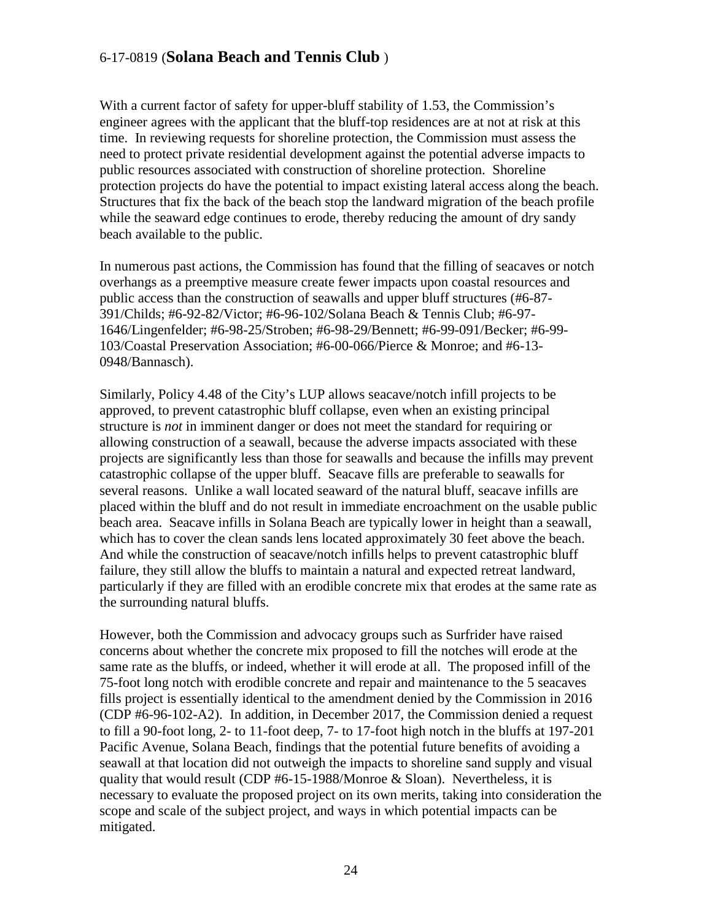With a current factor of safety for upper-bluff stability of 1.53, the Commission's engineer agrees with the applicant that the bluff-top residences are at not at risk at this time. In reviewing requests for shoreline protection, the Commission must assess the need to protect private residential development against the potential adverse impacts to public resources associated with construction of shoreline protection. Shoreline protection projects do have the potential to impact existing lateral access along the beach. Structures that fix the back of the beach stop the landward migration of the beach profile while the seaward edge continues to erode, thereby reducing the amount of dry sandy beach available to the public.

In numerous past actions, the Commission has found that the filling of seacaves or notch overhangs as a preemptive measure create fewer impacts upon coastal resources and public access than the construction of seawalls and upper bluff structures (#6-87-391/Childs; #6-92-82/Victor; #6-96-102/Solana Beach & Tennis Club; #6-97-1646/Lingenfelder; #6-98-25/Stroben; #6-98-29/Bennett; #6-99-091/Becker; #6-99-103/Coastal Preservation Association; #6-00-066/Pierce & Monroe; and #6-13-0948/Bannasch).

Similarly, Policy 4.48 of the City's LUP allows seacave/notch infill projects to be approved, to prevent catastrophic bluff collapse, even when an existing principal structure is *not* in imminent danger or does not meet the standard for requiring or allowing construction of a seawall, because the adverse impacts associated with these projects are significantly less than those for seawalls and because the infills may prevent catastrophic collapse of the upper bluff. Seacave fills are preferable to seawalls for several reasons. Unlike a wall located seaward of the natural bluff, seacave infills are placed within the bluff and do not result in immediate encroachment on the usable public beach area. Seacave infills in Solana Beach are typically lower in height than a seawall, which has to cover the clean sands lens located approximately 30 feet above the beach. And while the construction of seacave/notch infills helps to prevent catastrophic bluff failure, they still allow the bluffs to maintain a natural and expected retreat landward, particularly if they are filled with an erodible concrete mix that erodes at the same rate as the surrounding natural bluffs.

However, both the Commission and advocacy groups such as Surfrider have raised concerns about whether the concrete mix proposed to fill the notches will erode at the same rate as the bluffs, or indeed, whether it will erode at all. The proposed infill of the 75-foot long notch with erodible concrete and repair and maintenance to the 5 seacaves fills project is essentially identical to the amendment denied by the Commission in 2016 (CDP #6-96-102-A2). In addition, in December 2017, the Commission denied a request to fill a 90-foot long, 2- to 11-foot deep, 7- to 17-foot high notch in the bluffs at 197-201 Pacific Avenue, Solana Beach, findings that the potential future benefits of avoiding a seawall at that location did not outweigh the impacts to shoreline sand supply and visual quality that would result (CDP #6-15-1988/Monroe & Sloan). Nevertheless, it is necessary to evaluate the proposed project on its own merits, taking into consideration the scope and scale of the subject project, and ways in which potential impacts can be mitigated.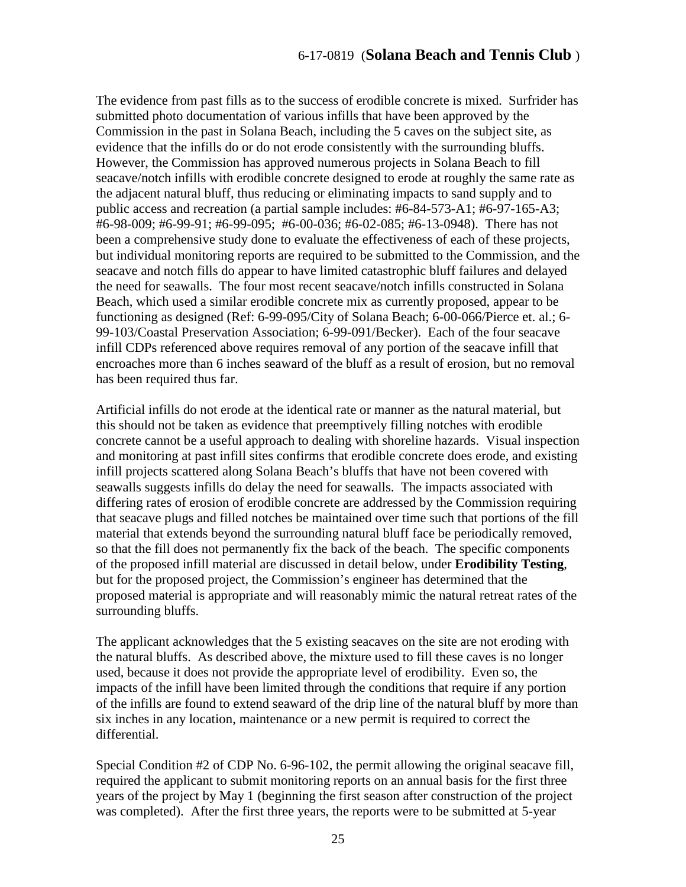The evidence from past fills as to the success of erodible concrete is mixed. Surfrider has submitted photo documentation of various infills that have been approved by the Commission in the past in Solana Beach, including the 5 caves on the subject site, as evidence that the infills do or do not erode consistently with the surrounding bluffs. However, the Commission has approved numerous projects in Solana Beach to fill seacave/notch infills with erodible concrete designed to erode at roughly the same rate as the adjacent natural bluff, thus reducing or eliminating impacts to sand supply and to public access and recreation (a partial sample includes: #6-84-573-A1; #6-97-165-A3; #6-98-009; #6-99-91; #6-99-095; #6-00-036; #6-02-085; #6-13-0948). There has not been a comprehensive study done to evaluate the effectiveness of each of these projects, but individual monitoring reports are required to be submitted to the Commission, and the seacave and notch fills do appear to have limited catastrophic bluff failures and delayed the need for seawalls. The four most recent seacave/notch infills constructed in Solana Beach, which used a similar erodible concrete mix as currently proposed, appear to be functioning as designed (Ref: 6-99-095/City of Solana Beach; 6-00-066/Pierce et. al.; 6-99-103/Coastal Preservation Association; 6-99-091/Becker). Each of the four seacave infill CDPs referenced above requires removal of any portion of the seacave infill that encroaches more than 6 inches seaward of the bluff as a result of erosion, but no removal has been required thus far.

Artificial infills do not erode at the identical rate or manner as the natural material, but this should not be taken as evidence that preemptively filling notches with erodible concrete cannot be a useful approach to dealing with shoreline hazards. Visual inspection and monitoring at past infill sites confirms that erodible concrete does erode, and existing infill projects scattered along Solana Beach's bluffs that have not been covered with seawalls suggests infills do delay the need for seawalls. The impacts associated with differing rates of erosion of erodible concrete are addressed by the Commission requiring that seacave plugs and filled notches be maintained over time such that portions of the fill material that extends beyond the surrounding natural bluff face be periodically removed, so that the fill does not permanently fix the back of the beach. The specific components of the proposed infill material are discussed in detail below, under **Erodibility Testing**, but for the proposed project, the Commission's engineer has determined that the proposed material is appropriate and will reasonably mimic the natural retreat rates of the surrounding bluffs.

The applicant acknowledges that the 5 existing seacaves on the site are not eroding with the natural bluffs. As described above, the mixture used to fill these caves is no longer used, because it does not provide the appropriate level of erodibility. Even so, the impacts of the infill have been limited through the conditions that require if any portion of the infills are found to extend seaward of the drip line of the natural bluff by more than six inches in any location, maintenance or a new permit is required to correct the differential.

Special Condition #2 of CDP No. 6-96-102, the permit allowing the original seacave fill, required the applicant to submit monitoring reports on an annual basis for the first three years of the project by May 1 (beginning the first season after construction of the project was completed). After the first three years, the reports were to be submitted at 5-year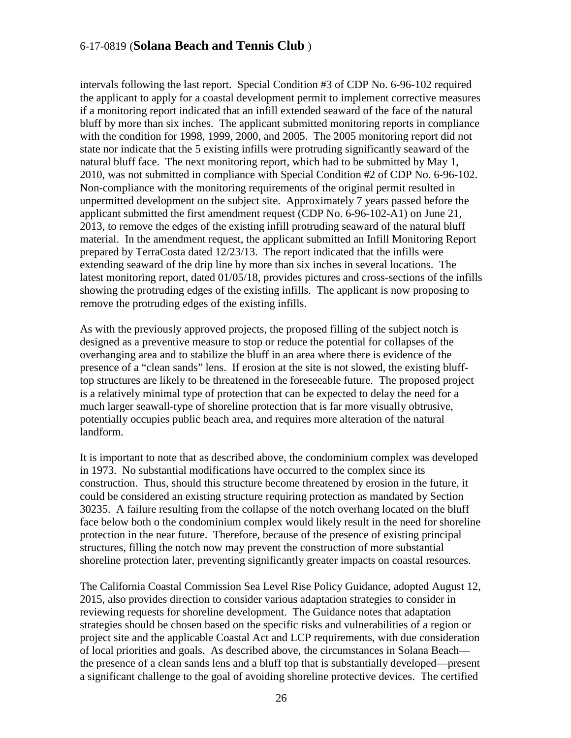intervals following the last report. Special Condition #3 of CDP No. 6-96-102 required the applicant to apply for a coastal development permit to implement corrective measures if a monitoring report indicated that an infill extended seaward of the face of the natural bluff by more than six inches. The applicant submitted monitoring reports in compliance with the condition for 1998, 1999, 2000, and 2005. The 2005 monitoring report did not state nor indicate that the 5 existing infills were protruding significantly seaward of the natural bluff face. The next monitoring report, which had to be submitted by May 1, 2010, was not submitted in compliance with Special Condition #2 of CDP No. 6-96-102. Non-compliance with the monitoring requirements of the original permit resulted in unpermitted development on the subject site. Approximately 7 years passed before the applicant submitted the first amendment request (CDP No. 6-96-102-A1) on June 21, 2013, to remove the edges of the existing infill protruding seaward of the natural bluff material. In the amendment request, the applicant submitted an Infill Monitoring Report prepared by TerraCosta dated 12/23/13. The report indicated that the infills were extending seaward of the drip line by more than six inches in several locations. The latest monitoring report, dated 01/05/18, provides pictures and cross-sections of the infills showing the protruding edges of the existing infills. The applicant is now proposing to remove the protruding edges of the existing infills.

As with the previously approved projects, the proposed filling of the subject notch is designed as a preventive measure to stop or reduce the potential for collapses of the overhanging area and to stabilize the bluff in an area where there is evidence of the presence of a "clean sands" lens. If erosion at the site is not slowed, the existing bluff-top structures are likely to be threatened in the foreseeable future. The proposed project is a relatively minimal type of protection that can be expected to delay the need for a much larger seawall-type of shoreline protection that is far more visually obtrusive, potentially occupies public beach area, and requires more alteration of the natural landform.

It is important to note that as described above, the condominium complex was developed in 1973. No substantial modifications have occurred to the complex since its construction. Thus, should this structure become threatened by erosion in the future, it could be considered an existing structure requiring protection as mandated by Section 30235. A failure resulting from the collapse of the notch overhang located on the bluff face below both o the condominium complex would likely result in the need for shoreline protection in the near future. Therefore, because of the presence of existing principal structures, filling the notch now may prevent the construction of more substantial shoreline protection later, preventing significantly greater impacts on coastal resources.

The California Coastal Commission Sea Level Rise Policy Guidance, adopted August 12, 2015, also provides direction to consider various adaptation strategies to consider in reviewing requests for shoreline development. The Guidance notes that adaptation strategies should be chosen based on the specific risks and vulnerabilities of a region or project site and the applicable Coastal Act and LCP requirements, with due consideration of local priorities and goals. As described above, the circumstances in Solana Beach—the presence of a clean sands lens and a bluff top that is substantially developed—present a significant challenge to the goal of avoiding shoreline protective devices. The certified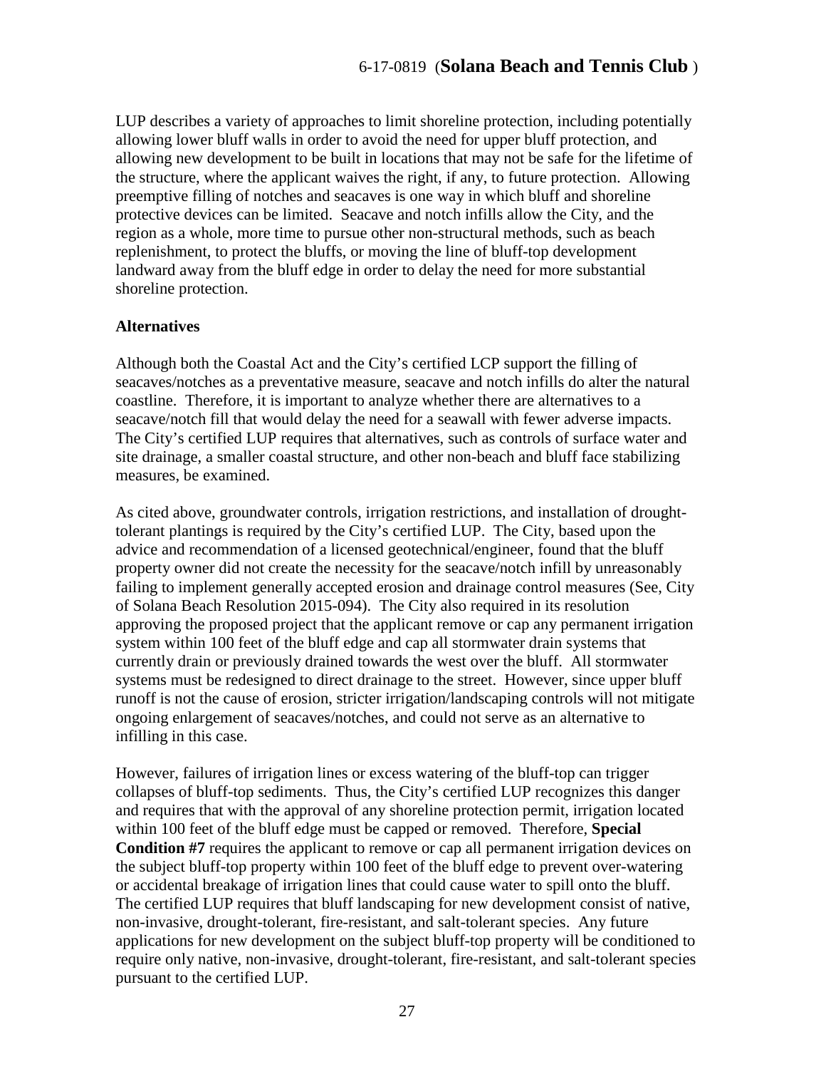LUP describes a variety of approaches to limit shoreline protection, including potentially allowing lower bluff walls in order to avoid the need for upper bluff protection, and allowing new development to be built in locations that may not be safe for the lifetime of the structure, where the applicant waives the right, if any, to future protection. Allowing preemptive filling of notches and seacaves is one way in which bluff and shoreline protective devices can be limited. Seacave and notch infills allow the City, and the region as a whole, more time to pursue other non-structural methods, such as beach replenishment, to protect the bluffs, or moving the line of bluff-top development landward away from the bluff edge in order to delay the need for more substantial shoreline protection.

**Alternatives**

Although both the Coastal Act and the City's certified LCP support the filling of seacaves/notches as a preventative measure, seacave and notch infills do alter the natural coastline. Therefore, it is important to analyze whether there are alternatives to a seacave/notch fill that would delay the need for a seawall with fewer adverse impacts. The City's certified LUP requires that alternatives, such as controls of surface water and site drainage, a smaller coastal structure, and other non-beach and bluff face stabilizing measures, be examined.

As cited above, groundwater controls, irrigation restrictions, and installation of drought-tolerant plantings is required by the City's certified LUP. The City, based upon the advice and recommendation of a licensed geotechnical/engineer, found that the bluff property owner did not create the necessity for the seacave/notch infill by unreasonably failing to implement generally accepted erosion and drainage control measures (See, City of Solana Beach Resolution 2015-094). The City also required in its resolution approving the proposed project that the applicant remove or cap any permanent irrigation system within 100 feet of the bluff edge and cap all stormwater drain systems that currently drain or previously drained towards the west over the bluff. All stormwater systems must be redesigned to direct drainage to the street. However, since upper bluff runoff is not the cause of erosion, stricter irrigation/landscaping controls will not mitigate ongoing enlargement of seacaves/notches, and could not serve as an alternative to infilling in this case.

However, failures of irrigation lines or excess watering of the bluff-top can trigger collapses of bluff-top sediments. Thus, the City's certified LUP recognizes this danger and requires that with the approval of any shoreline protection permit, irrigation located within 100 feet of the bluff edge must be capped or removed. Therefore, **Special Condition #7** requires the applicant to remove or cap all permanent irrigation devices on the subject bluff-top property within 100 feet of the bluff edge to prevent over-watering or accidental breakage of irrigation lines that could cause water to spill onto the bluff. The certified LUP requires that bluff landscaping for new development consist of native, non-invasive, drought-tolerant, fire-resistant, and salt-tolerant species. Any future applications for new development on the subject bluff-top property will be conditioned to require only native, non-invasive, drought-tolerant, fire-resistant, and salt-tolerant species pursuant to the certified LUP.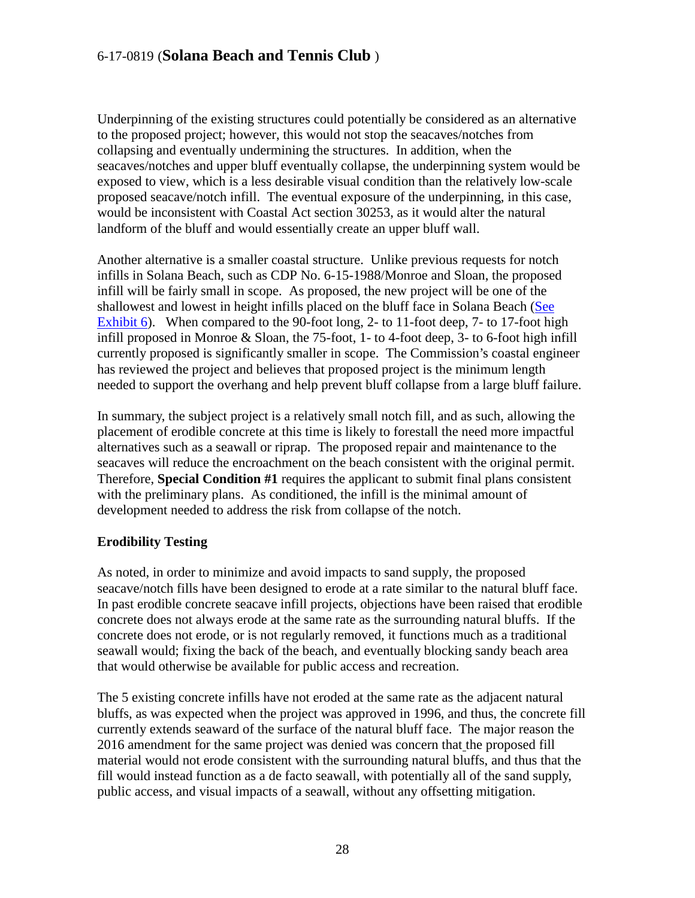Underpinning of the existing structures could potentially be considered as an alternative to the proposed project; however, this would not stop the seacaves/notches from collapsing and eventually undermining the structures. In addition, when the seacaves/notches and upper bluff eventually collapse, the underpinning system would be exposed to view, which is a less desirable visual condition than the relatively low-scale proposed seacave/notch infill. The eventual exposure of the underpinning, in this case, would be inconsistent with Coastal Act section 30253, as it would alter the natural landform of the bluff and would essentially create an upper bluff wall.

Another alternative is a smaller coastal structure. Unlike previous requests for notch infills in Solana Beach, such as CDP No. 6-15-1988/Monroe and Sloan, the proposed infill will be fairly small in scope. As proposed, the new project will be one of the shallowest and lowest in height infills placed on the bluff face in Solana Beach (See Exhibit 6). When compared to the 90-foot long, 2- to 11-foot deep, 7- to 17-foot high infill proposed in Monroe & Sloan, the 75-foot, 1- to 4-foot deep, 3- to 6-foot high infill currently proposed is significantly smaller in scope. The Commission's coastal engineer has reviewed the project and believes that proposed project is the minimum length needed to support the overhang and help prevent bluff collapse from a large bluff failure.

In summary, the subject project is a relatively small notch fill, and as such, allowing the placement of erodible concrete at this time is likely to forestall the need more impactful alternatives such as a seawall or riprap. The proposed repair and maintenance to the seacaves will reduce the encroachment on the beach consistent with the original permit. Therefore, **Special Condition #1** requires the applicant to submit final plans consistent with the preliminary plans. As conditioned, the infill is the minimal amount of development needed to address the risk from collapse of the notch.

**Erodibility Testing**

As noted, in order to minimize and avoid impacts to sand supply, the proposed seacave/notch fills have been designed to erode at a rate similar to the natural bluff face. In past erodible concrete seacave infill projects, objections have been raised that erodible concrete does not always erode at the same rate as the surrounding natural bluffs. If the concrete does not erode, or is not regularly removed, it functions much as a traditional seawall would; fixing the back of the beach, and eventually blocking sandy beach area that would otherwise be available for public access and recreation.

The 5 existing concrete infills have not eroded at the same rate as the adjacent natural bluffs, as was expected when the project was approved in 1996, and thus, the concrete fill currently extends seaward of the surface of the natural bluff face. The major reason the 2016 amendment for the same project was denied was concern that the proposed fill material would not erode consistent with the surrounding natural bluffs, and thus that the fill would instead function as a de facto seawall, with potentially all of the sand supply, public access, and visual impacts of a seawall, without any offsetting mitigation.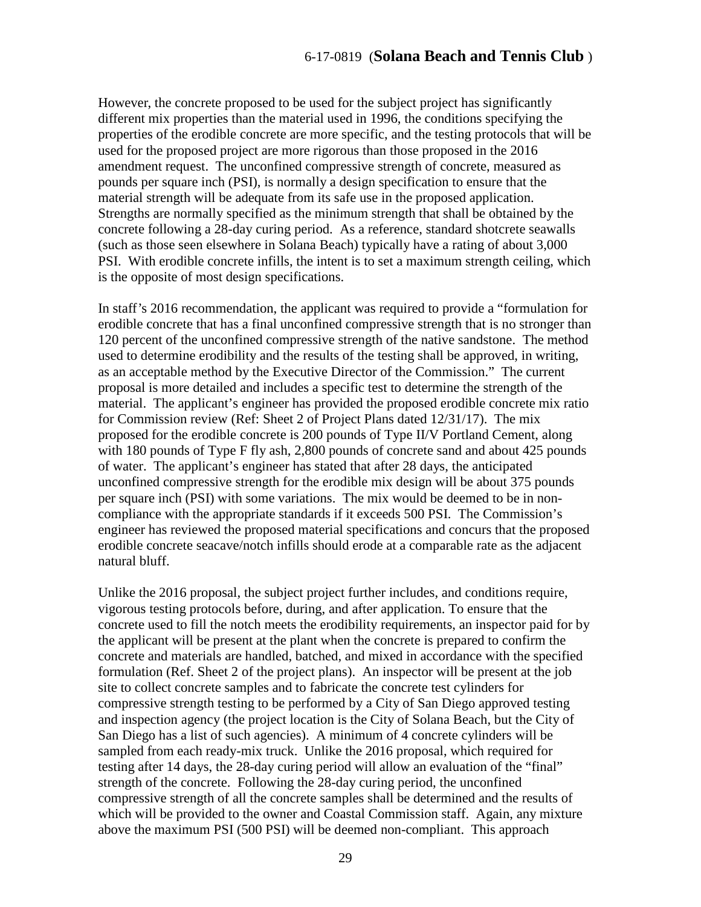However, the concrete proposed to be used for the subject project has significantly different mix properties than the material used in 1996, the conditions specifying the properties of the erodible concrete are more specific, and the testing protocols that will be used for the proposed project are more rigorous than those proposed in the 2016 amendment request. The unconfined compressive strength of concrete, measured as pounds per square inch (PSI), is normally a design specification to ensure that the material strength will be adequate from its safe use in the proposed application. Strengths are normally specified as the minimum strength that shall be obtained by the concrete following a 28-day curing period. As a reference, standard shotcrete seawalls (such as those seen elsewhere in Solana Beach) typically have a rating of about 3,000 PSI. With erodible concrete infills, the intent is to set a maximum strength ceiling, which is the opposite of most design specifications.

In staff's 2016 recommendation, the applicant was required to provide a "formulation for erodible concrete that has a final unconfined compressive strength that is no stronger than 120 percent of the unconfined compressive strength of the native sandstone. The method used to determine erodibility and the results of the testing shall be approved, in writing, as an acceptable method by the Executive Director of the Commission." The current proposal is more detailed and includes a specific test to determine the strength of the material. The applicant's engineer has provided the proposed erodible concrete mix ratio for Commission review (Ref: Sheet 2 of Project Plans dated 12/31/17). The mix proposed for the erodible concrete is 200 pounds of Type II/V Portland Cement, along with 180 pounds of Type F fly ash, 2,800 pounds of concrete sand and about 425 pounds of water. The applicant's engineer has stated that after 28 days, the anticipated unconfined compressive strength for the erodible mix design will be about 375 pounds per square inch (PSI) with some variations. The mix would be deemed to be in non-compliance with the appropriate standards if it exceeds 500 PSI. The Commission's engineer has reviewed the proposed material specifications and concurs that the proposed erodible concrete seacave/notch infills should erode at a comparable rate as the adjacent natural bluff.

Unlike the 2016 proposal, the subject project further includes, and conditions require, vigorous testing protocols before, during, and after application. To ensure that the concrete used to fill the notch meets the erodibility requirements, an inspector paid for by the applicant will be present at the plant when the concrete is prepared to confirm the concrete and materials are handled, batched, and mixed in accordance with the specified formulation (Ref. Sheet 2 of the project plans). An inspector will be present at the job site to collect concrete samples and to fabricate the concrete test cylinders for compressive strength testing to be performed by a City of San Diego approved testing and inspection agency (the project location is the City of Solana Beach, but the City of San Diego has a list of such agencies). A minimum of 4 concrete cylinders will be sampled from each ready-mix truck. Unlike the 2016 proposal, which required for testing after 14 days, the 28-day curing period will allow an evaluation of the "final" strength of the concrete. Following the 28-day curing period, the unconfined compressive strength of all the concrete samples shall be determined and the results of which will be provided to the owner and Coastal Commission staff. Again, any mixture above the maximum PSI (500 PSI) will be deemed non-compliant. This approach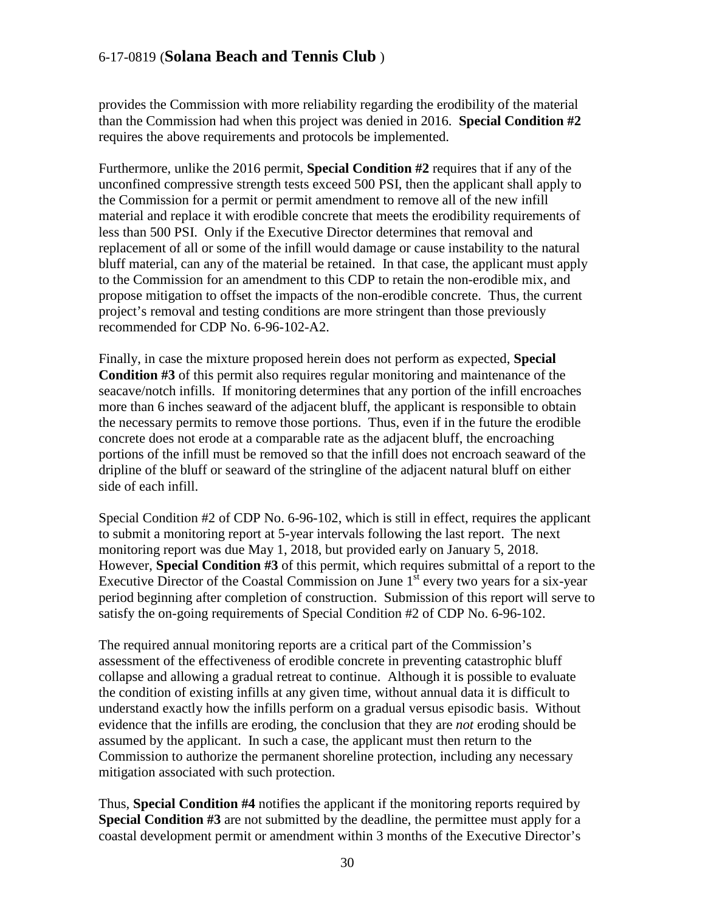provides the Commission with more reliability regarding the erodibility of the material than the Commission had when this project was denied in 2016. **Special Condition #2** requires the above requirements and protocols be implemented.

Furthermore, unlike the 2016 permit, **Special Condition #2** requires that if any of the unconfined compressive strength tests exceed 500 PSI, then the applicant shall apply to the Commission for a permit or permit amendment to remove all of the new infill material and replace it with erodible concrete that meets the erodibility requirements of less than 500 PSI. Only if the Executive Director determines that removal and replacement of all or some of the infill would damage or cause instability to the natural bluff material, can any of the material be retained. In that case, the applicant must apply to the Commission for an amendment to this CDP to retain the non-erodible mix, and propose mitigation to offset the impacts of the non-erodible concrete. Thus, the current project's removal and testing conditions are more stringent than those previously recommended for CDP No. 6-96-102-A2.

Finally, in case the mixture proposed herein does not perform as expected, **Special Condition #3** of this permit also requires regular monitoring and maintenance of the seacave/notch infills. If monitoring determines that any portion of the infill encroaches more than 6 inches seaward of the adjacent bluff, the applicant is responsible to obtain the necessary permits to remove those portions. Thus, even if in the future the erodible concrete does not erode at a comparable rate as the adjacent bluff, the encroaching portions of the infill must be removed so that the infill does not encroach seaward of the dripline of the bluff or seaward of the stringline of the adjacent natural bluff on either side of each infill.

Special Condition #2 of CDP No. 6-96-102, which is still in effect, requires the applicant to submit a monitoring report at 5-year intervals following the last report. The next monitoring report was due May 1, 2018, but provided early on January 5, 2018. However, **Special Condition #3** of this permit, which requires submittal of a report to the Executive Director of the Coastal Commission on June 1st every two years for a six-year period beginning after completion of construction. Submission of this report will serve to satisfy the on-going requirements of Special Condition #2 of CDP No. 6-96-102.

The required annual monitoring reports are a critical part of the Commission's assessment of the effectiveness of erodible concrete in preventing catastrophic bluff collapse and allowing a gradual retreat to continue. Although it is possible to evaluate the condition of existing infills at any given time, without annual data it is difficult to understand exactly how the infills perform on a gradual versus episodic basis. Without evidence that the infills are eroding, the conclusion that they are *not* eroding should be assumed by the applicant. In such a case, the applicant must then return to the Commission to authorize the permanent shoreline protection, including any necessary mitigation associated with such protection.

Thus, **Special Condition #4** notifies the applicant if the monitoring reports required by **Special Condition #3** are not submitted by the deadline, the permittee must apply for a coastal development permit or amendment within 3 months of the Executive Director's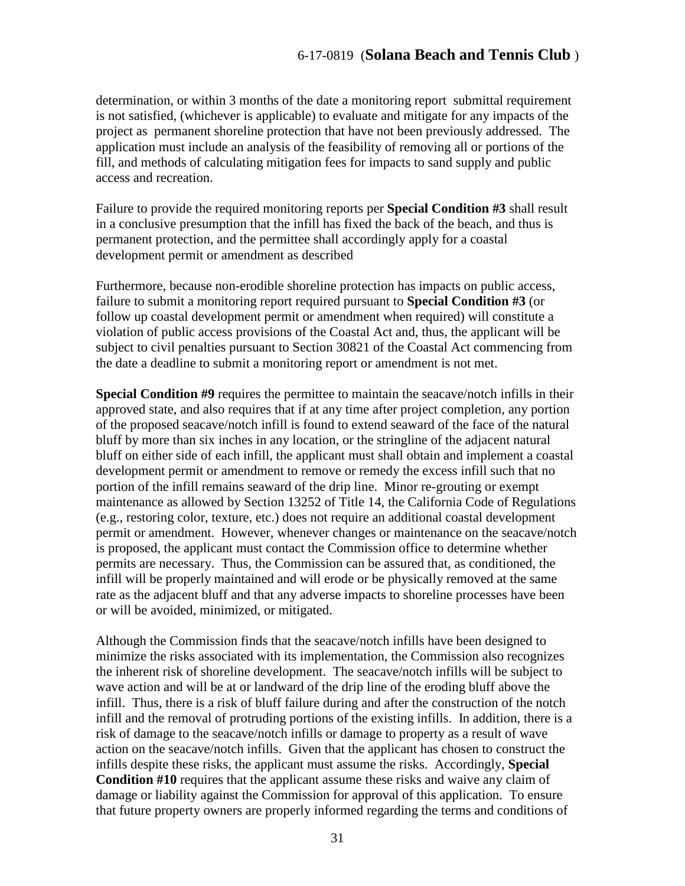determination, or within 3 months of the date a monitoring report submittal requirement is not satisfied, (whichever is applicable) to evaluate and mitigate for any impacts of the project as permanent shoreline protection that have not been previously addressed. The application must include an analysis of the feasibility of removing all or portions of the fill, and methods of calculating mitigation fees for impacts to sand supply and public access and recreation.

Failure to provide the required monitoring reports per **Special Condition #3** shall result in a conclusive presumption that the infill has fixed the back of the beach, and thus is permanent protection, and the permittee shall accordingly apply for a coastal development permit or amendment as described

Furthermore, because non-erodible shoreline protection has impacts on public access, failure to submit a monitoring report required pursuant to **Special Condition #3** (or follow up coastal development permit or amendment when required) will constitute a violation of public access provisions of the Coastal Act and, thus, the applicant will be subject to civil penalties pursuant to Section 30821 of the Coastal Act commencing from the date a deadline to submit a monitoring report or amendment is not met.

**Special Condition #9** requires the permittee to maintain the seacave/notch infills in their approved state, and also requires that if at any time after project completion, any portion of the proposed seacave/notch infill is found to extend seaward of the face of the natural bluff by more than six inches in any location, or the stringline of the adjacent natural bluff on either side of each infill, the applicant must shall obtain and implement a coastal development permit or amendment to remove or remedy the excess infill such that no portion of the infill remains seaward of the drip line. Minor re-grouting or exempt maintenance as allowed by Section 13252 of Title 14, the California Code of Regulations (e.g., restoring color, texture, etc.) does not require an additional coastal development permit or amendment. However, whenever changes or maintenance on the seacave/notch is proposed, the applicant must contact the Commission office to determine whether permits are necessary. Thus, the Commission can be assured that, as conditioned, the infill will be properly maintained and will erode or be physically removed at the same rate as the adjacent bluff and that any adverse impacts to shoreline processes have been or will be avoided, minimized, or mitigated.

Although the Commission finds that the seacave/notch infills have been designed to minimize the risks associated with its implementation, the Commission also recognizes the inherent risk of shoreline development. The seacave/notch infills will be subject to wave action and will be at or landward of the drip line of the eroding bluff above the infill. Thus, there is a risk of bluff failure during and after the construction of the notch infill and the removal of protruding portions of the existing infills. In addition, there is a risk of damage to the seacave/notch infills or damage to property as a result of wave action on the seacave/notch infills. Given that the applicant has chosen to construct the infills despite these risks, the applicant must assume the risks. Accordingly, **Special Condition #10** requires that the applicant assume these risks and waive any claim of damage or liability against the Commission for approval of this application. To ensure that future property owners are properly informed regarding the terms and conditions of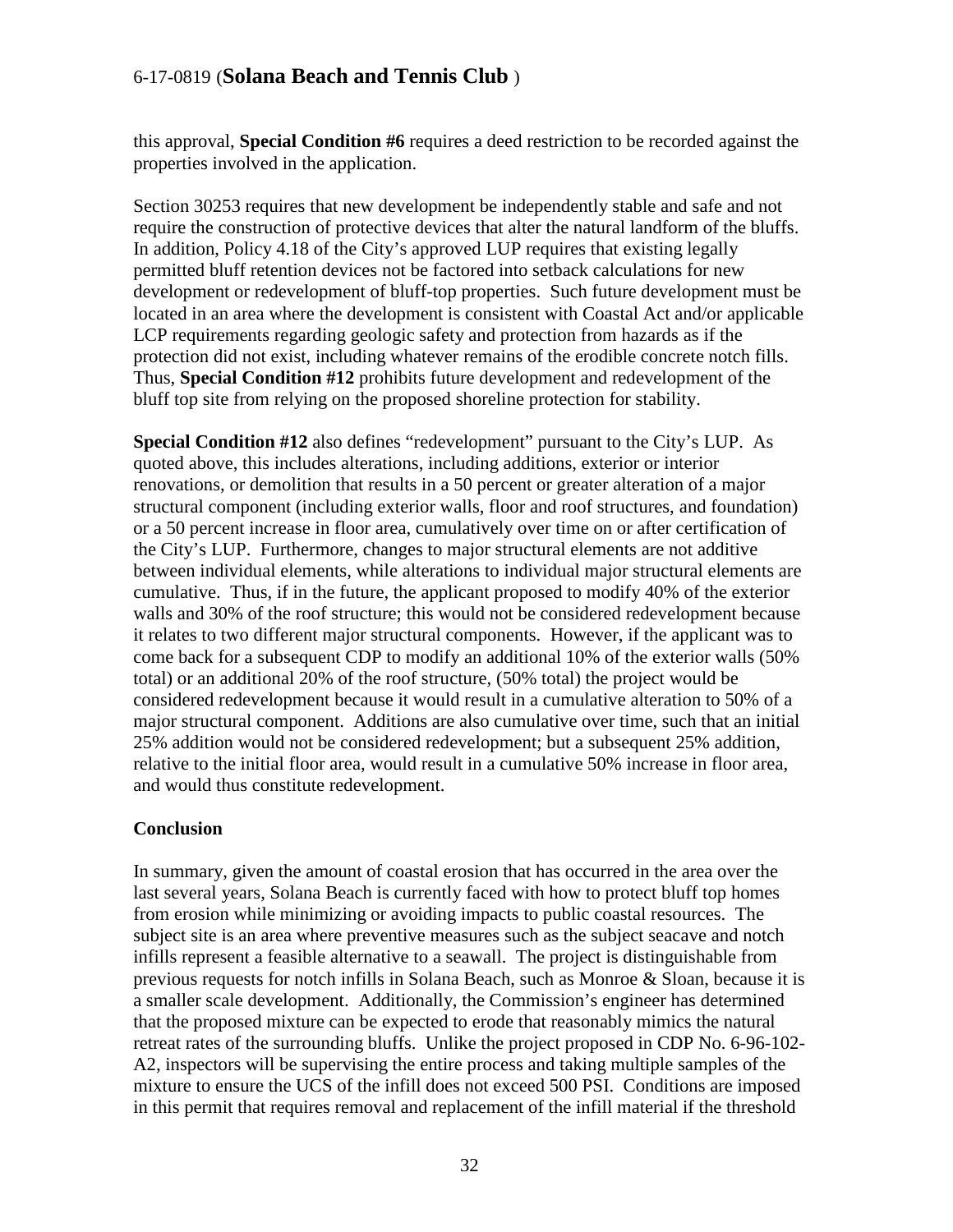this approval, **Special Condition #6** requires a deed restriction to be recorded against the properties involved in the application.

Section 30253 requires that new development be independently stable and safe and not require the construction of protective devices that alter the natural landform of the bluffs. In addition, Policy 4.18 of the City's approved LUP requires that existing legally permitted bluff retention devices not be factored into setback calculations for new development or redevelopment of bluff-top properties. Such future development must be located in an area where the development is consistent with Coastal Act and/or applicable LCP requirements regarding geologic safety and protection from hazards as if the protection did not exist, including whatever remains of the erodible concrete notch fills. Thus, **Special Condition #12** prohibits future development and redevelopment of the bluff top site from relying on the proposed shoreline protection for stability.

**Special Condition #12** also defines "redevelopment" pursuant to the City's LUP. As quoted above, this includes alterations, including additions, exterior or interior renovations, or demolition that results in a 50 percent or greater alteration of a major structural component (including exterior walls, floor and roof structures, and foundation) or a 50 percent increase in floor area, cumulatively over time on or after certification of the City's LUP. Furthermore, changes to major structural elements are not additive between individual elements, while alterations to individual major structural elements are cumulative. Thus, if in the future, the applicant proposed to modify 40% of the exterior walls and 30% of the roof structure; this would not be considered redevelopment because it relates to two different major structural components. However, if the applicant was to come back for a subsequent CDP to modify an additional 10% of the exterior walls (50% total) or an additional 20% of the roof structure, (50% total) the project would be considered redevelopment because it would result in a cumulative alteration to 50% of a major structural component. Additions are also cumulative over time, such that an initial 25% addition would not be considered redevelopment; but a subsequent 25% addition, relative to the initial floor area, would result in a cumulative 50% increase in floor area, and would thus constitute redevelopment.

**Conclusion**

In summary, given the amount of coastal erosion that has occurred in the area over the last several years, Solana Beach is currently faced with how to protect bluff top homes from erosion while minimizing or avoiding impacts to public coastal resources. The subject site is an area where preventive measures such as the subject seacave and notch infills represent a feasible alternative to a seawall. The project is distinguishable from previous requests for notch infills in Solana Beach, such as Monroe & Sloan, because it is a smaller scale development. Additionally, the Commission's engineer has determined that the proposed mixture can be expected to erode that reasonably mimics the natural retreat rates of the surrounding bluffs. Unlike the project proposed in CDP No. 6-96-102-A2, inspectors will be supervising the entire process and taking multiple samples of the mixture to ensure the UCS of the infill does not exceed 500 PSI. Conditions are imposed in this permit that requires removal and replacement of the infill material if the threshold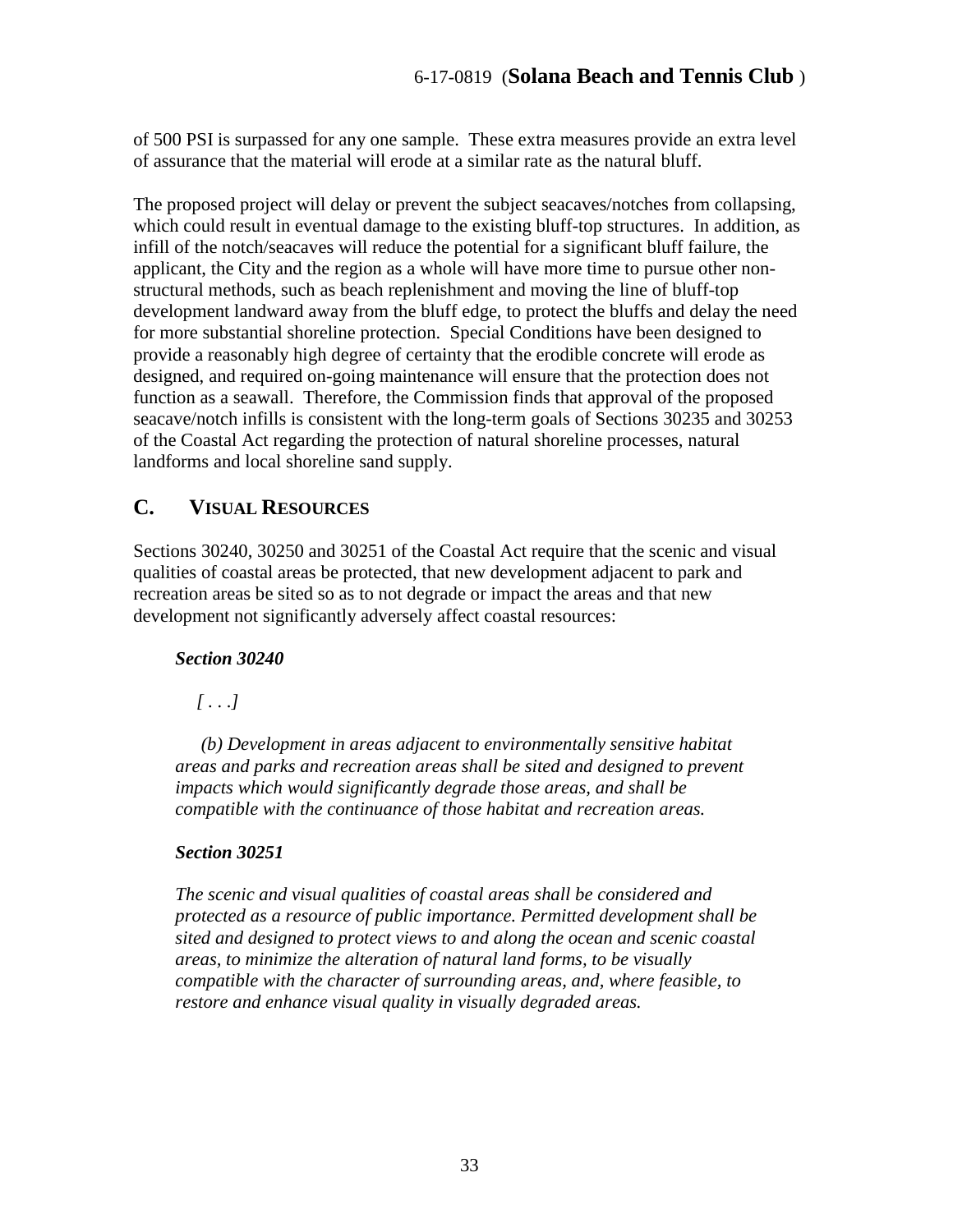of 500 PSI is surpassed for any one sample. These extra measures provide an extra level of assurance that the material will erode at a similar rate as the natural bluff.

The proposed project will delay or prevent the subject seacaves/notches from collapsing, which could result in eventual damage to the existing bluff-top structures. In addition, as infill of the notch/seacaves will reduce the potential for a significant bluff failure, the applicant, the City and the region as a whole will have more time to pursue other non-structural methods, such as beach replenishment and moving the line of bluff-top development landward away from the bluff edge, to protect the bluffs and delay the need for more substantial shoreline protection. Special Conditions have been designed to provide a reasonably high degree of certainty that the erodible concrete will erode as designed, and required on-going maintenance will ensure that the protection does not function as a seawall. Therefore, the Commission finds that approval of the proposed seacave/notch infills is consistent with the long-term goals of Sections 30235 and 30253 of the Coastal Act regarding the protection of natural shoreline processes, natural landforms and local shoreline sand supply.

## C. VISUAL RESOURCES

Sections 30240, 30250 and 30251 of the Coastal Act require that the scenic and visual qualities of coastal areas be protected, that new development adjacent to park and recreation areas be sited so as to not degrade or impact the areas and that new development not significantly adversely affect coastal resources:

> ***Section 30240***
>
> *[ . . .]*
>
> *(b) Development in areas adjacent to environmentally sensitive habitat areas and parks and recreation areas shall be sited and designed to prevent impacts which would significantly degrade those areas, and shall be compatible with the continuance of those habitat and recreation areas.*
>
> ***Section 30251***
>
> *The scenic and visual qualities of coastal areas shall be considered and protected as a resource of public importance. Permitted development shall be sited and designed to protect views to and along the ocean and scenic coastal areas, to minimize the alteration of natural land forms, to be visually compatible with the character of surrounding areas, and, where feasible, to restore and enhance visual quality in visually degraded areas.*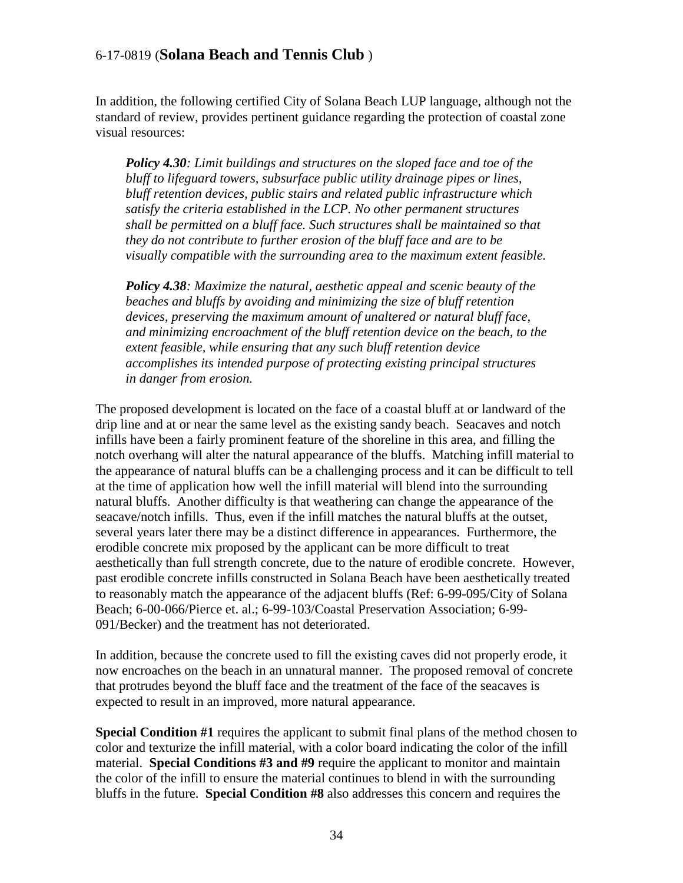In addition, the following certified City of Solana Beach LUP language, although not the standard of review, provides pertinent guidance regarding the protection of coastal zone visual resources:

> ***Policy 4.30****: Limit buildings and structures on the sloped face and toe of the bluff to lifeguard towers, subsurface public utility drainage pipes or lines, bluff retention devices, public stairs and related public infrastructure which satisfy the criteria established in the LCP. No other permanent structures shall be permitted on a bluff face. Such structures shall be maintained so that they do not contribute to further erosion of the bluff face and are to be visually compatible with the surrounding area to the maximum extent feasible.*
>
> ***Policy 4.38****: Maximize the natural, aesthetic appeal and scenic beauty of the beaches and bluffs by avoiding and minimizing the size of bluff retention devices, preserving the maximum amount of unaltered or natural bluff face, and minimizing encroachment of the bluff retention device on the beach, to the extent feasible, while ensuring that any such bluff retention device accomplishes its intended purpose of protecting existing principal structures in danger from erosion.*

The proposed development is located on the face of a coastal bluff at or landward of the drip line and at or near the same level as the existing sandy beach. Seacaves and notch infills have been a fairly prominent feature of the shoreline in this area, and filling the notch overhang will alter the natural appearance of the bluffs. Matching infill material to the appearance of natural bluffs can be a challenging process and it can be difficult to tell at the time of application how well the infill material will blend into the surrounding natural bluffs. Another difficulty is that weathering can change the appearance of the seacave/notch infills. Thus, even if the infill matches the natural bluffs at the outset, several years later there may be a distinct difference in appearances. Furthermore, the erodible concrete mix proposed by the applicant can be more difficult to treat aesthetically than full strength concrete, due to the nature of erodible concrete. However, past erodible concrete infills constructed in Solana Beach have been aesthetically treated to reasonably match the appearance of the adjacent bluffs (Ref: 6-99-095/City of Solana Beach; 6-00-066/Pierce et. al.; 6-99-103/Coastal Preservation Association; 6-99-091/Becker) and the treatment has not deteriorated.

In addition, because the concrete used to fill the existing caves did not properly erode, it now encroaches on the beach in an unnatural manner. The proposed removal of concrete that protrudes beyond the bluff face and the treatment of the face of the seacaves is expected to result in an improved, more natural appearance.

**Special Condition #1** requires the applicant to submit final plans of the method chosen to color and texturize the infill material, with a color board indicating the color of the infill material. **Special Conditions #3 and #9** require the applicant to monitor and maintain the color of the infill to ensure the material continues to blend in with the surrounding bluffs in the future. **Special Condition #8** also addresses this concern and requires the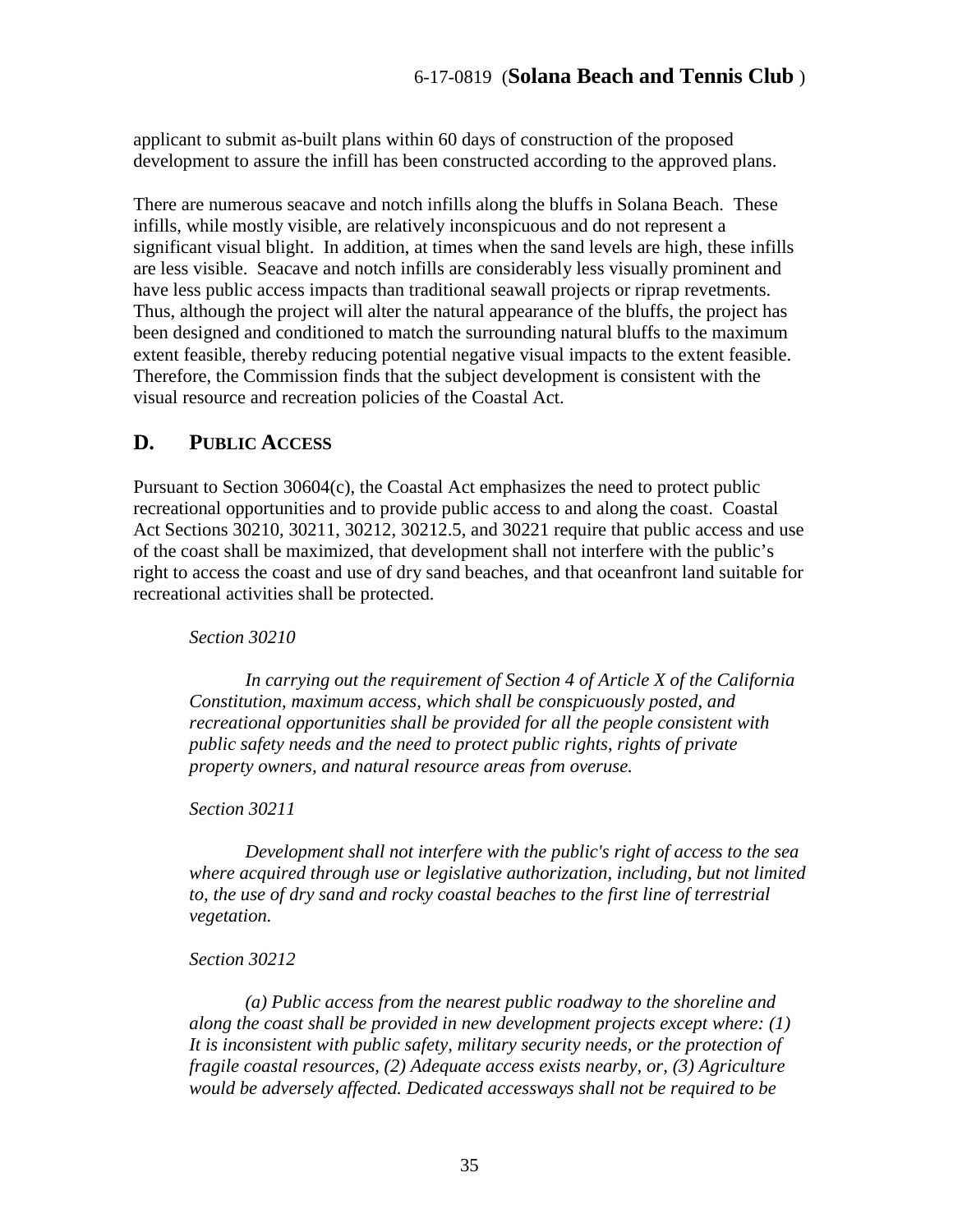applicant to submit as-built plans within 60 days of construction of the proposed development to assure the infill has been constructed according to the approved plans.

There are numerous seacave and notch infills along the bluffs in Solana Beach. These infills, while mostly visible, are relatively inconspicuous and do not represent a significant visual blight. In addition, at times when the sand levels are high, these infills are less visible. Seacave and notch infills are considerably less visually prominent and have less public access impacts than traditional seawall projects or riprap revetments. Thus, although the project will alter the natural appearance of the bluffs, the project has been designed and conditioned to match the surrounding natural bluffs to the maximum extent feasible, thereby reducing potential negative visual impacts to the extent feasible. Therefore, the Commission finds that the subject development is consistent with the visual resource and recreation policies of the Coastal Act.

## D. PUBLIC ACCESS

Pursuant to Section 30604(c), the Coastal Act emphasizes the need to protect public recreational opportunities and to provide public access to and along the coast. Coastal Act Sections 30210, 30211, 30212, 30212.5, and 30221 require that public access and use of the coast shall be maximized, that development shall not interfere with the public's right to access the coast and use of dry sand beaches, and that oceanfront land suitable for recreational activities shall be protected.

*Section 30210*

*In carrying out the requirement of Section 4 of Article X of the California Constitution, maximum access, which shall be conspicuously posted, and recreational opportunities shall be provided for all the people consistent with public safety needs and the need to protect public rights, rights of private property owners, and natural resource areas from overuse.*

*Section 30211*

*Development shall not interfere with the public's right of access to the sea where acquired through use or legislative authorization, including, but not limited to, the use of dry sand and rocky coastal beaches to the first line of terrestrial vegetation.*

*Section 30212*

*(a) Public access from the nearest public roadway to the shoreline and along the coast shall be provided in new development projects except where: (1) It is inconsistent with public safety, military security needs, or the protection of fragile coastal resources, (2) Adequate access exists nearby, or, (3) Agriculture would be adversely affected. Dedicated accessways shall not be required to be*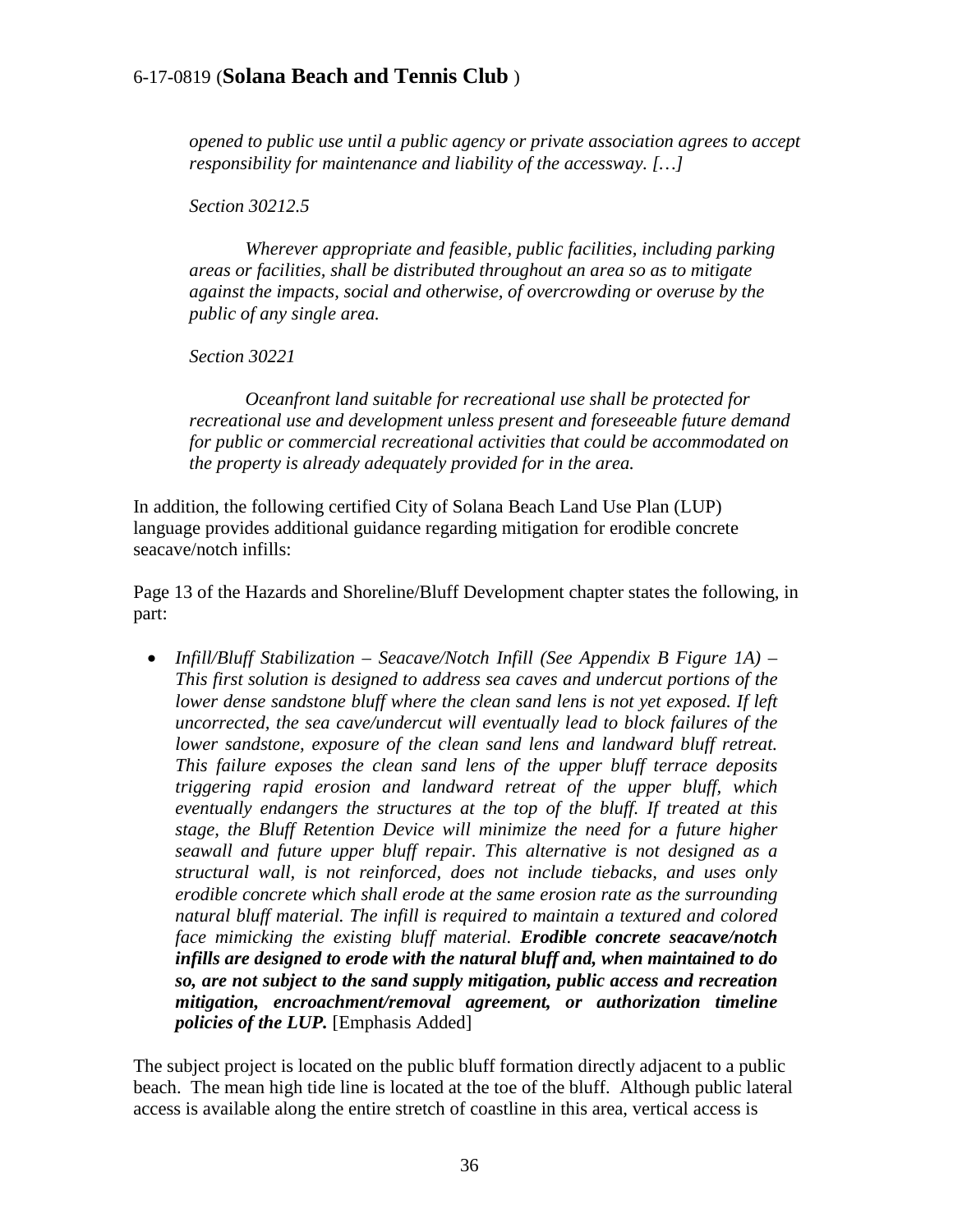*opened to public use until a public agency or private association agrees to accept responsibility for maintenance and liability of the accessway. […]*

*Section 30212.5*

*Wherever appropriate and feasible, public facilities, including parking areas or facilities, shall be distributed throughout an area so as to mitigate against the impacts, social and otherwise, of overcrowding or overuse by the public of any single area.*

*Section 30221*

*Oceanfront land suitable for recreational use shall be protected for recreational use and development unless present and foreseeable future demand for public or commercial recreational activities that could be accommodated on the property is already adequately provided for in the area.*

In addition, the following certified City of Solana Beach Land Use Plan (LUP) language provides additional guidance regarding mitigation for erodible concrete seacave/notch infills:

Page 13 of the Hazards and Shoreline/Bluff Development chapter states the following, in part:

- *Infill/Bluff Stabilization – Seacave/Notch Infill (See Appendix B Figure 1A) – This first solution is designed to address sea caves and undercut portions of the lower dense sandstone bluff where the clean sand lens is not yet exposed. If left uncorrected, the sea cave/undercut will eventually lead to block failures of the lower sandstone, exposure of the clean sand lens and landward bluff retreat. This failure exposes the clean sand lens of the upper bluff terrace deposits triggering rapid erosion and landward retreat of the upper bluff, which eventually endangers the structures at the top of the bluff. If treated at this stage, the Bluff Retention Device will minimize the need for a future higher seawall and future upper bluff repair. This alternative is not designed as a structural wall, is not reinforced, does not include tiebacks, and uses only erodible concrete which shall erode at the same erosion rate as the surrounding natural bluff material. The infill is required to maintain a textured and colored face mimicking the existing bluff material.* ***Erodible concrete seacave/notch infills are designed to erode with the natural bluff and, when maintained to do so, are not subject to the sand supply mitigation, public access and recreation mitigation, encroachment/removal agreement, or authorization timeline policies of the LUP.*** [Emphasis Added]

The subject project is located on the public bluff formation directly adjacent to a public beach. The mean high tide line is located at the toe of the bluff. Although public lateral access is available along the entire stretch of coastline in this area, vertical access is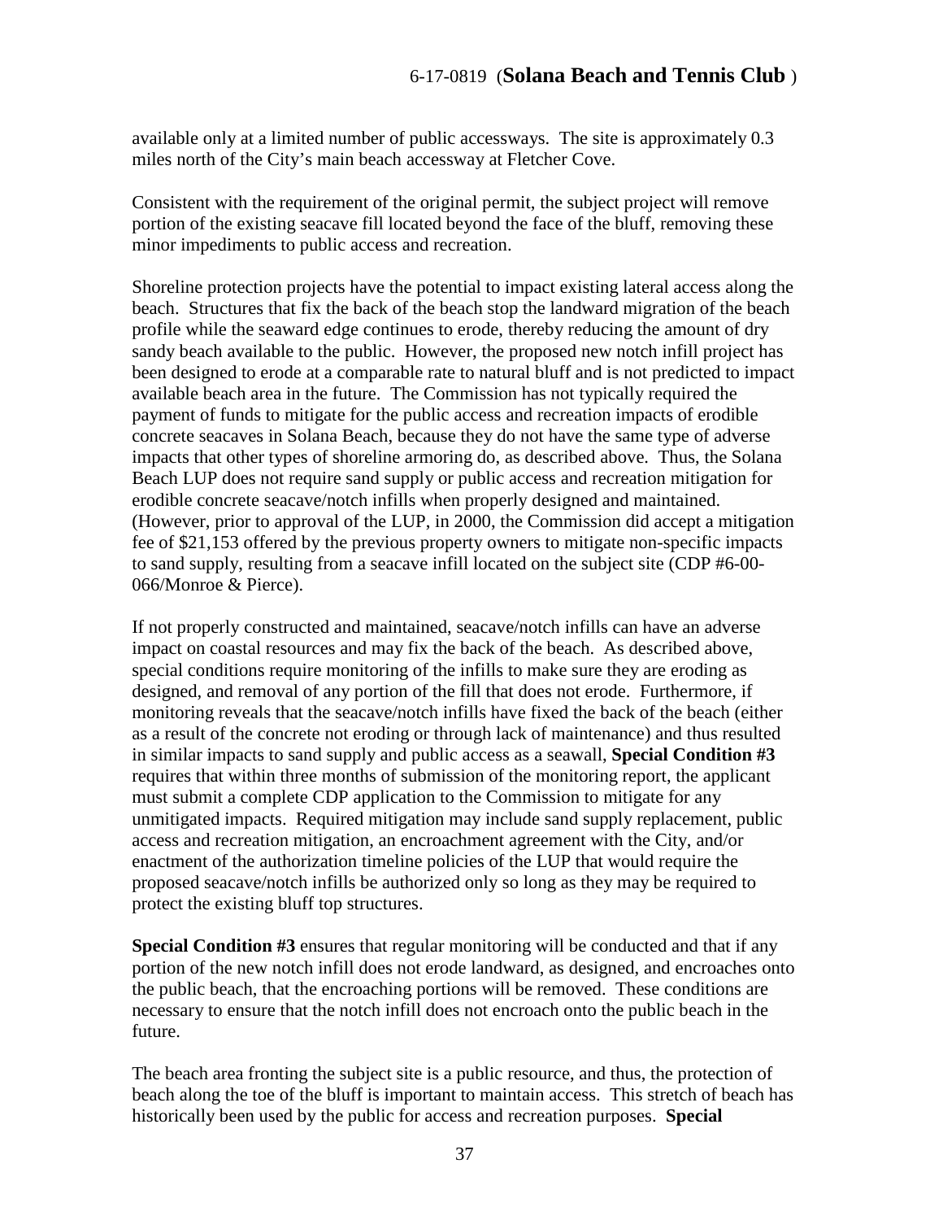available only at a limited number of public accessways. The site is approximately 0.3 miles north of the City's main beach accessway at Fletcher Cove.

Consistent with the requirement of the original permit, the subject project will remove portion of the existing seacave fill located beyond the face of the bluff, removing these minor impediments to public access and recreation.

Shoreline protection projects have the potential to impact existing lateral access along the beach. Structures that fix the back of the beach stop the landward migration of the beach profile while the seaward edge continues to erode, thereby reducing the amount of dry sandy beach available to the public. However, the proposed new notch infill project has been designed to erode at a comparable rate to natural bluff and is not predicted to impact available beach area in the future. The Commission has not typically required the payment of funds to mitigate for the public access and recreation impacts of erodible concrete seacaves in Solana Beach, because they do not have the same type of adverse impacts that other types of shoreline armoring do, as described above. Thus, the Solana Beach LUP does not require sand supply or public access and recreation mitigation for erodible concrete seacave/notch infills when properly designed and maintained. (However, prior to approval of the LUP, in 2000, the Commission did accept a mitigation fee of $21,153 offered by the previous property owners to mitigate non-specific impacts to sand supply, resulting from a seacave infill located on the subject site (CDP #6-00-066/Monroe & Pierce).

If not properly constructed and maintained, seacave/notch infills can have an adverse impact on coastal resources and may fix the back of the beach. As described above, special conditions require monitoring of the infills to make sure they are eroding as designed, and removal of any portion of the fill that does not erode. Furthermore, if monitoring reveals that the seacave/notch infills have fixed the back of the beach (either as a result of the concrete not eroding or through lack of maintenance) and thus resulted in similar impacts to sand supply and public access as a seawall, **Special Condition #3** requires that within three months of submission of the monitoring report, the applicant must submit a complete CDP application to the Commission to mitigate for any unmitigated impacts. Required mitigation may include sand supply replacement, public access and recreation mitigation, an encroachment agreement with the City, and/or enactment of the authorization timeline policies of the LUP that would require the proposed seacave/notch infills be authorized only so long as they may be required to protect the existing bluff top structures.

**Special Condition #3** ensures that regular monitoring will be conducted and that if any portion of the new notch infill does not erode landward, as designed, and encroaches onto the public beach, that the encroaching portions will be removed. These conditions are necessary to ensure that the notch infill does not encroach onto the public beach in the future.

The beach area fronting the subject site is a public resource, and thus, the protection of beach along the toe of the bluff is important to maintain access. This stretch of beach has historically been used by the public for access and recreation purposes. **Special**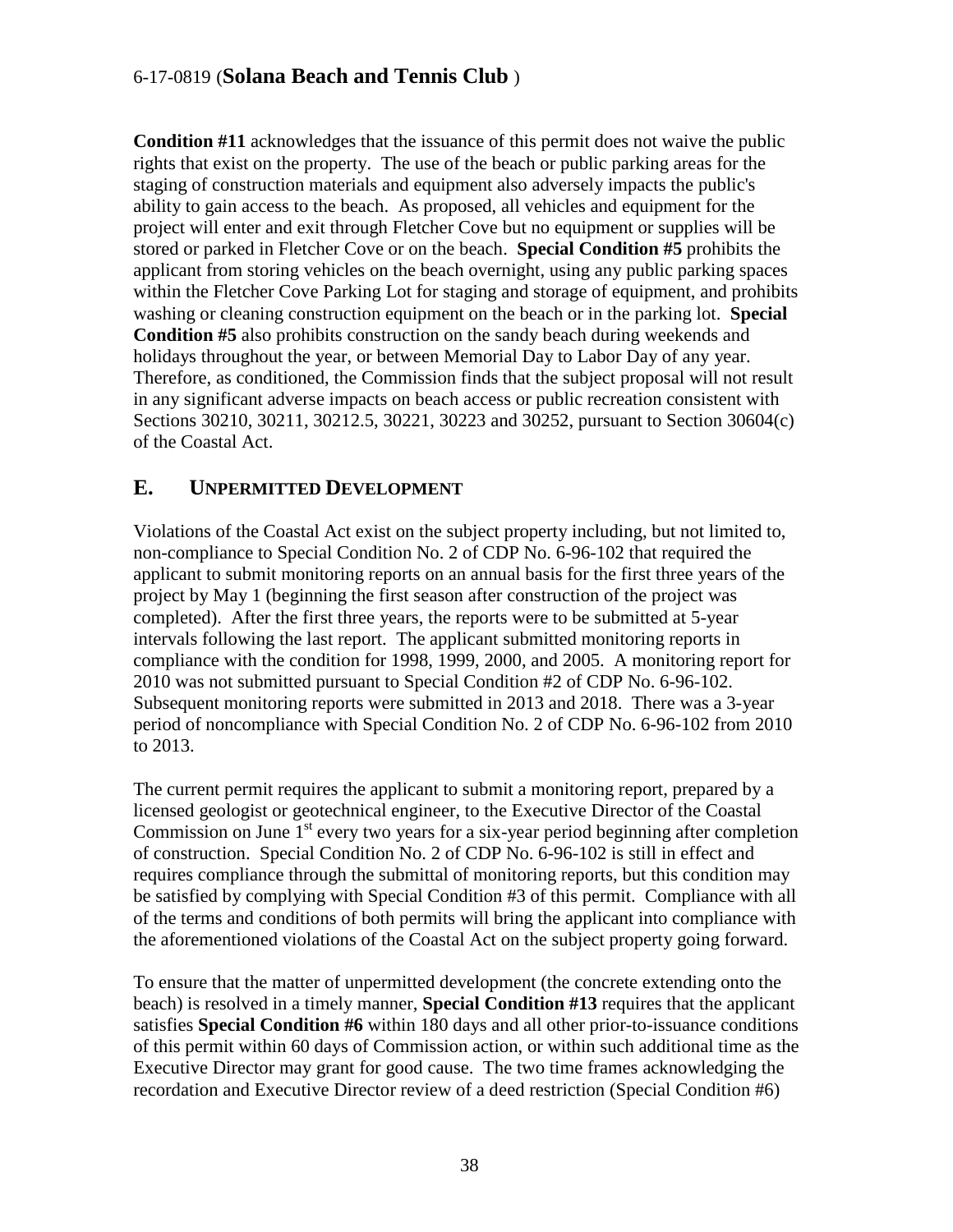**Condition #11** acknowledges that the issuance of this permit does not waive the public rights that exist on the property. The use of the beach or public parking areas for the staging of construction materials and equipment also adversely impacts the public's ability to gain access to the beach. As proposed, all vehicles and equipment for the project will enter and exit through Fletcher Cove but no equipment or supplies will be stored or parked in Fletcher Cove or on the beach. **Special Condition #5** prohibits the applicant from storing vehicles on the beach overnight, using any public parking spaces within the Fletcher Cove Parking Lot for staging and storage of equipment, and prohibits washing or cleaning construction equipment on the beach or in the parking lot. **Special Condition #5** also prohibits construction on the sandy beach during weekends and holidays throughout the year, or between Memorial Day to Labor Day of any year. Therefore, as conditioned, the Commission finds that the subject proposal will not result in any significant adverse impacts on beach access or public recreation consistent with Sections 30210, 30211, 30212.5, 30221, 30223 and 30252, pursuant to Section 30604(c) of the Coastal Act.

## E. UNPERMITTED DEVELOPMENT

Violations of the Coastal Act exist on the subject property including, but not limited to, non-compliance to Special Condition No. 2 of CDP No. 6-96-102 that required the applicant to submit monitoring reports on an annual basis for the first three years of the project by May 1 (beginning the first season after construction of the project was completed). After the first three years, the reports were to be submitted at 5-year intervals following the last report. The applicant submitted monitoring reports in compliance with the condition for 1998, 1999, 2000, and 2005. A monitoring report for 2010 was not submitted pursuant to Special Condition #2 of CDP No. 6-96-102. Subsequent monitoring reports were submitted in 2013 and 2018. There was a 3-year period of noncompliance with Special Condition No. 2 of CDP No. 6-96-102 from 2010 to 2013.

The current permit requires the applicant to submit a monitoring report, prepared by a licensed geologist or geotechnical engineer, to the Executive Director of the Coastal Commission on June 1st every two years for a six-year period beginning after completion of construction. Special Condition No. 2 of CDP No. 6-96-102 is still in effect and requires compliance through the submittal of monitoring reports, but this condition may be satisfied by complying with Special Condition #3 of this permit. Compliance with all of the terms and conditions of both permits will bring the applicant into compliance with the aforementioned violations of the Coastal Act on the subject property going forward.

To ensure that the matter of unpermitted development (the concrete extending onto the beach) is resolved in a timely manner, **Special Condition #13** requires that the applicant satisfies **Special Condition #6** within 180 days and all other prior-to-issuance conditions of this permit within 60 days of Commission action, or within such additional time as the Executive Director may grant for good cause. The two time frames acknowledging the recordation and Executive Director review of a deed restriction (Special Condition #6)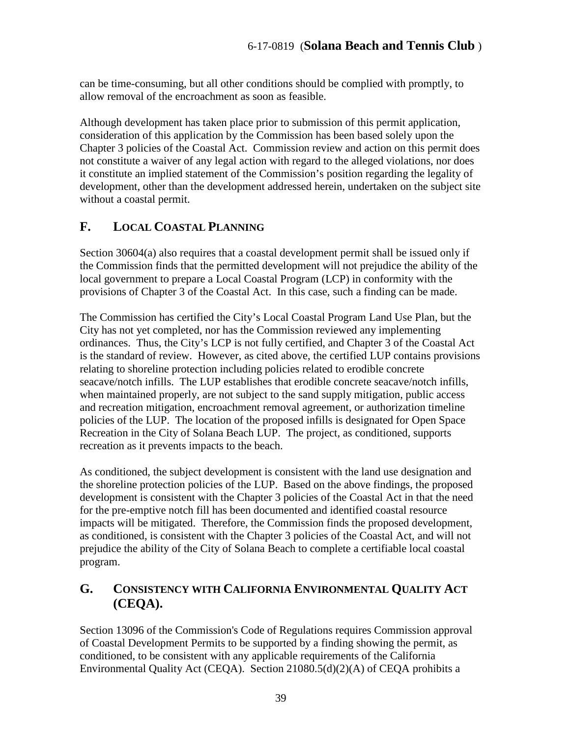can be time-consuming, but all other conditions should be complied with promptly, to allow removal of the encroachment as soon as feasible.

Although development has taken place prior to submission of this permit application, consideration of this application by the Commission has been based solely upon the Chapter 3 policies of the Coastal Act. Commission review and action on this permit does not constitute a waiver of any legal action with regard to the alleged violations, nor does it constitute an implied statement of the Commission's position regarding the legality of development, other than the development addressed herein, undertaken on the subject site without a coastal permit.

## F. LOCAL COASTAL PLANNING

Section 30604(a) also requires that a coastal development permit shall be issued only if the Commission finds that the permitted development will not prejudice the ability of the local government to prepare a Local Coastal Program (LCP) in conformity with the provisions of Chapter 3 of the Coastal Act. In this case, such a finding can be made.

The Commission has certified the City's Local Coastal Program Land Use Plan, but the City has not yet completed, nor has the Commission reviewed any implementing ordinances. Thus, the City's LCP is not fully certified, and Chapter 3 of the Coastal Act is the standard of review. However, as cited above, the certified LUP contains provisions relating to shoreline protection including policies related to erodible concrete seacave/notch infills. The LUP establishes that erodible concrete seacave/notch infills, when maintained properly, are not subject to the sand supply mitigation, public access and recreation mitigation, encroachment removal agreement, or authorization timeline policies of the LUP. The location of the proposed infills is designated for Open Space Recreation in the City of Solana Beach LUP. The project, as conditioned, supports recreation as it prevents impacts to the beach.

As conditioned, the subject development is consistent with the land use designation and the shoreline protection policies of the LUP. Based on the above findings, the proposed development is consistent with the Chapter 3 policies of the Coastal Act in that the need for the pre-emptive notch fill has been documented and identified coastal resource impacts will be mitigated. Therefore, the Commission finds the proposed development, as conditioned, is consistent with the Chapter 3 policies of the Coastal Act, and will not prejudice the ability of the City of Solana Beach to complete a certifiable local coastal program.

## G. CONSISTENCY WITH CALIFORNIA ENVIRONMENTAL QUALITY ACT (CEQA).

Section 13096 of the Commission's Code of Regulations requires Commission approval of Coastal Development Permits to be supported by a finding showing the permit, as conditioned, to be consistent with any applicable requirements of the California Environmental Quality Act (CEQA). Section 21080.5(d)(2)(A) of CEQA prohibits a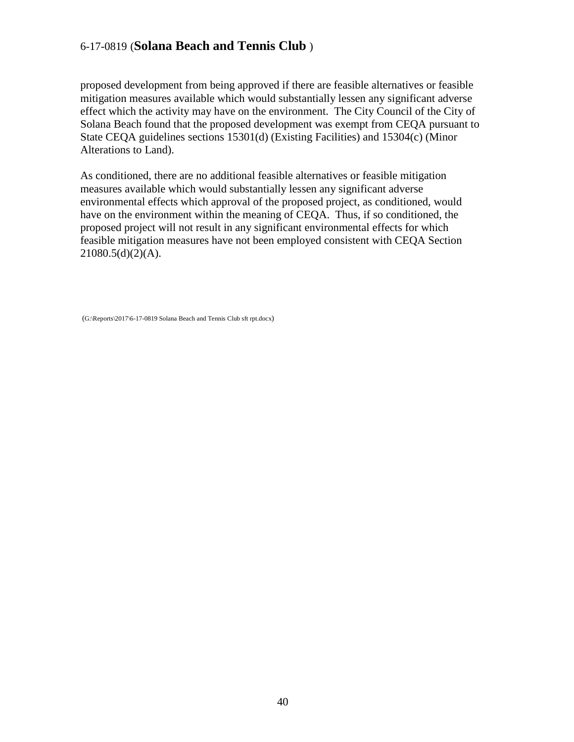proposed development from being approved if there are feasible alternatives or feasible mitigation measures available which would substantially lessen any significant adverse effect which the activity may have on the environment. The City Council of the City of Solana Beach found that the proposed development was exempt from CEQA pursuant to State CEQA guidelines sections 15301(d) (Existing Facilities) and 15304(c) (Minor Alterations to Land).

As conditioned, there are no additional feasible alternatives or feasible mitigation measures available which would substantially lessen any significant adverse environmental effects which approval of the proposed project, as conditioned, would have on the environment within the meaning of CEQA. Thus, if so conditioned, the proposed project will not result in any significant environmental effects for which feasible mitigation measures have not been employed consistent with CEQA Section 21080.5(d)(2)(A).

(G:\Reports\2017\6-17-0819 Solana Beach and Tennis Club sft rpt.docx)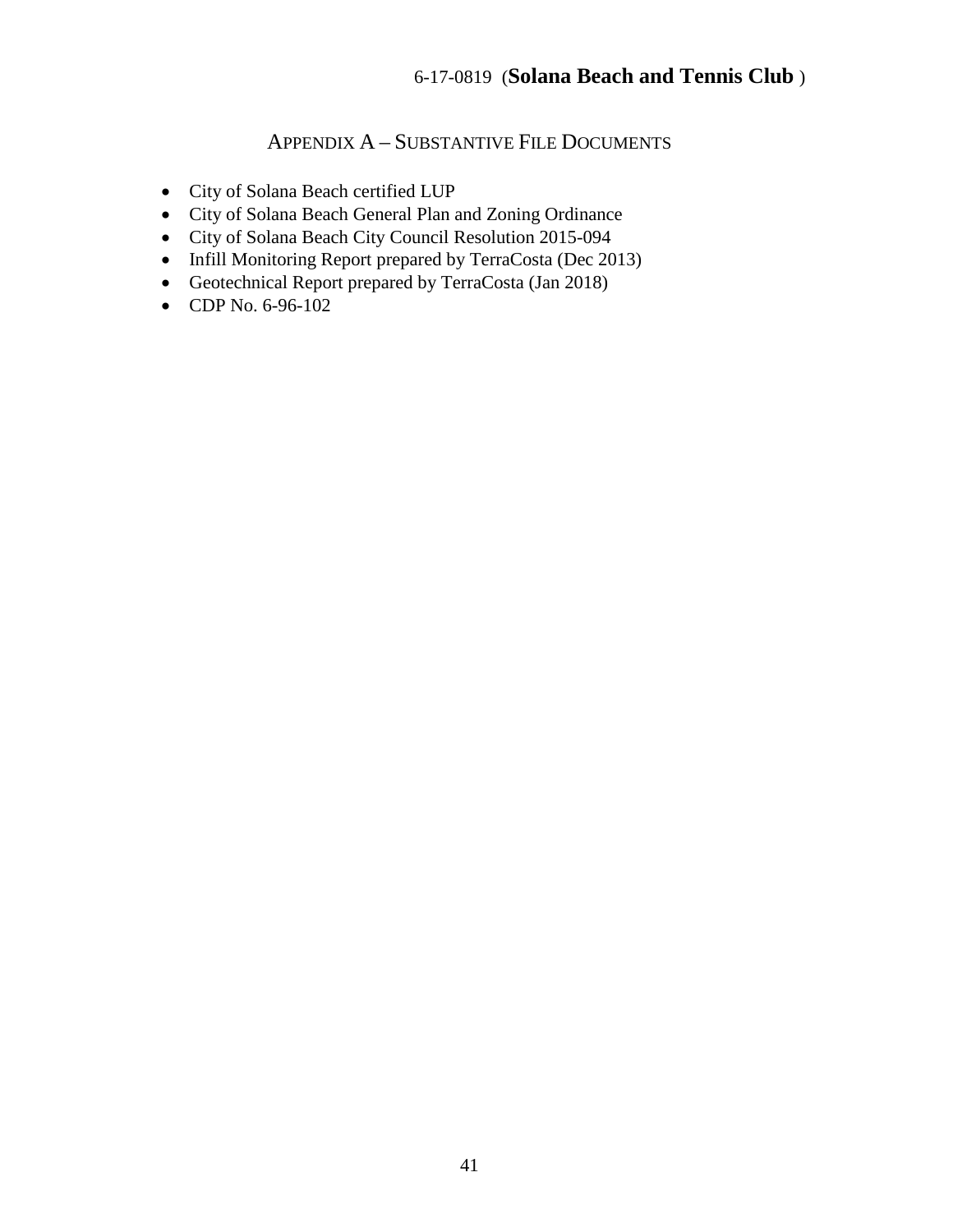## APPENDIX A – SUBSTANTIVE FILE DOCUMENTS

- City of Solana Beach certified LUP
- City of Solana Beach General Plan and Zoning Ordinance
- City of Solana Beach City Council Resolution 2015-094
- Infill Monitoring Report prepared by TerraCosta (Dec 2013)
- Geotechnical Report prepared by TerraCosta (Jan 2018)
- CDP No. 6-96-102